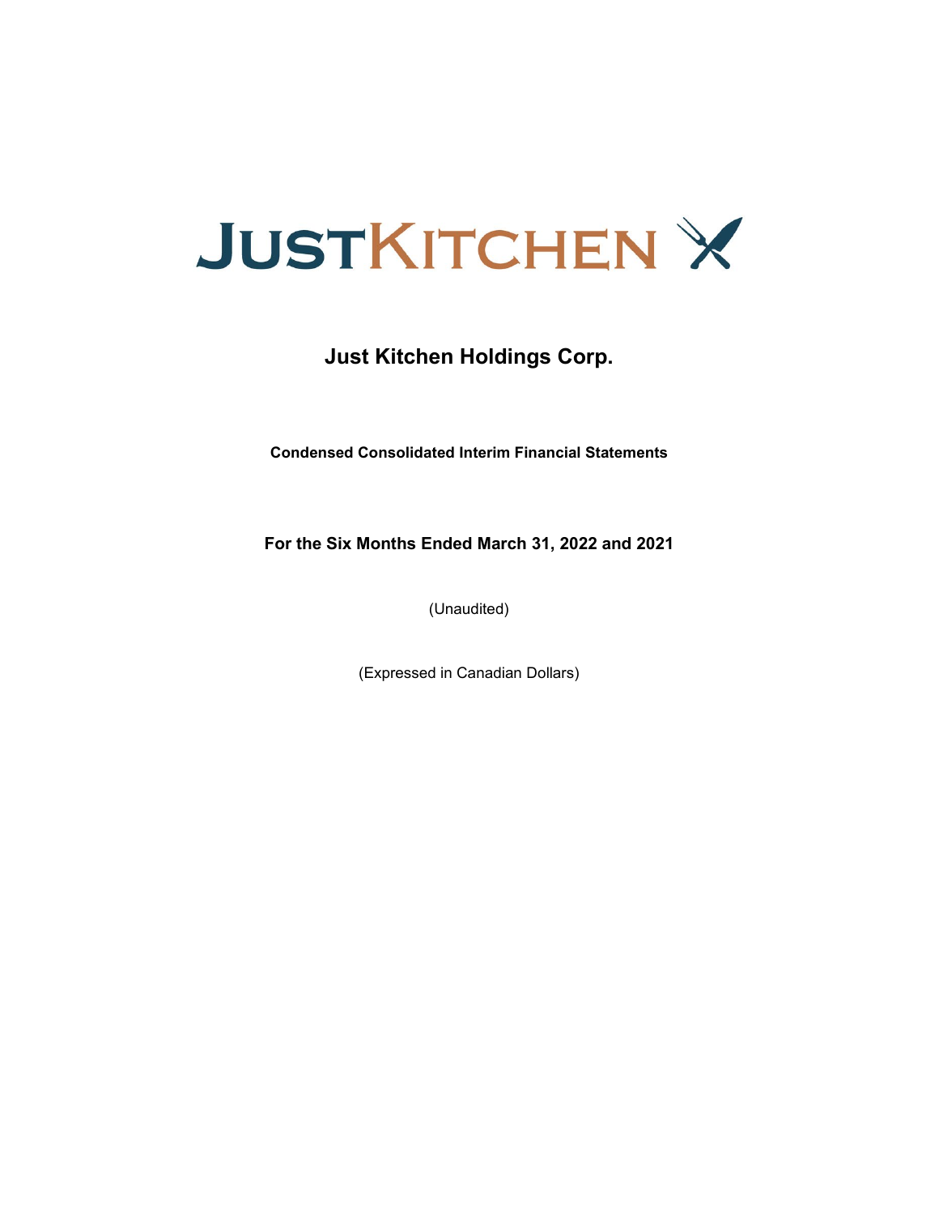# JUSTKITCHEN

## Just Kitchen Holdings Corp.

**Condensed Consolidated Interim Financial Statements**

**For the Six Months Ended March 31, 2022 and 2021**

(Unaudited)

(Expressed in Canadian Dollars)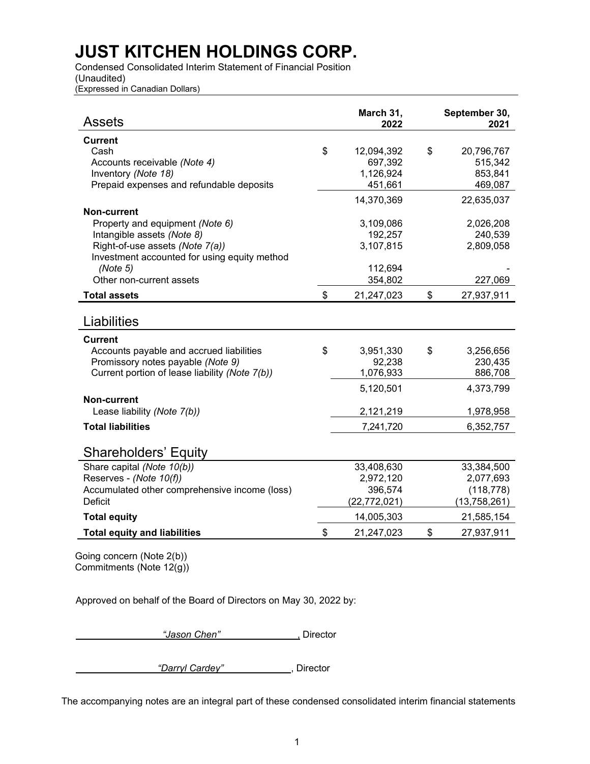# JUST KITCHEN HOLDINGS CORP.

Condensed Consolidated Interim Statement of Financial Position
(Unaudited)
(Expressed in Canadian Dollars)

| Assets | | March 31, 2022 | | September 30, 2021 |
|---|---|---|---|---|
| **Current** | | | | |
| Cash | $ | 12,094,392 | $ | 20,796,767 |
| Accounts receivable *(Note 4)* | | 697,392 | | 515,342 |
| Inventory *(Note 18)* | | 1,126,924 | | 853,841 |
| Prepaid expenses and refundable deposits | | 451,661 | | 469,087 |
| | | 14,370,369 | | 22,635,037 |
| **Non-current** | | | | |
| Property and equipment *(Note 6)* | | 3,109,086 | | 2,026,208 |
| Intangible assets *(Note 8)* | | 192,257 | | 240,539 |
| Right-of-use assets *(Note 7(a))* | | 3,107,815 | | 2,809,058 |
| Investment accounted for using equity method *(Note 5)* | | 112,694 | | - |
| Other non-current assets | | 354,802 | | 227,069 |
| **Total assets** | $ | 21,247,023 | $ | 27,937,911 |

| Liabilities | | | | |
|---|---|---|---|---|
| **Current** | | | | |
| Accounts payable and accrued liabilities | $ | 3,951,330 | $ | 3,256,656 |
| Promissory notes payable *(Note 9)* | | 92,238 | | 230,435 |
| Current portion of lease liability *(Note 7(b))* | | 1,076,933 | | 886,708 |
| | | 5,120,501 | | 4,373,799 |
| **Non-current** | | | | |
| Lease liability *(Note 7(b))* | | 2,121,219 | | 1,978,958 |
| **Total liabilities** | | 7,241,720 | | 6,352,757 |

| Shareholders' Equity | | | | |
|---|---|---|---|---|
| Share capital *(Note 10(b))* | | 33,408,630 | | 33,384,500 |
| Reserves - *(Note 10(f))* | | 2,972,120 | | 2,077,693 |
| Accumulated other comprehensive income (loss) | | 396,574 | | (118,778) |
| Deficit | | (22,772,021) | | (13,758,261) |
| **Total equity** | | 14,005,303 | | 21,585,154 |
| **Total equity and liabilities** | $ | 21,247,023 | $ | 27,937,911 |

Going concern (Note 2(b))
Commitments (Note 12(g))

Approved on behalf of the Board of Directors on May 30, 2022 by:

*"Jason Chen"*, Director

*"Darryl Cardey"*, Director

The accompanying notes are an integral part of these condensed consolidated interim financial statements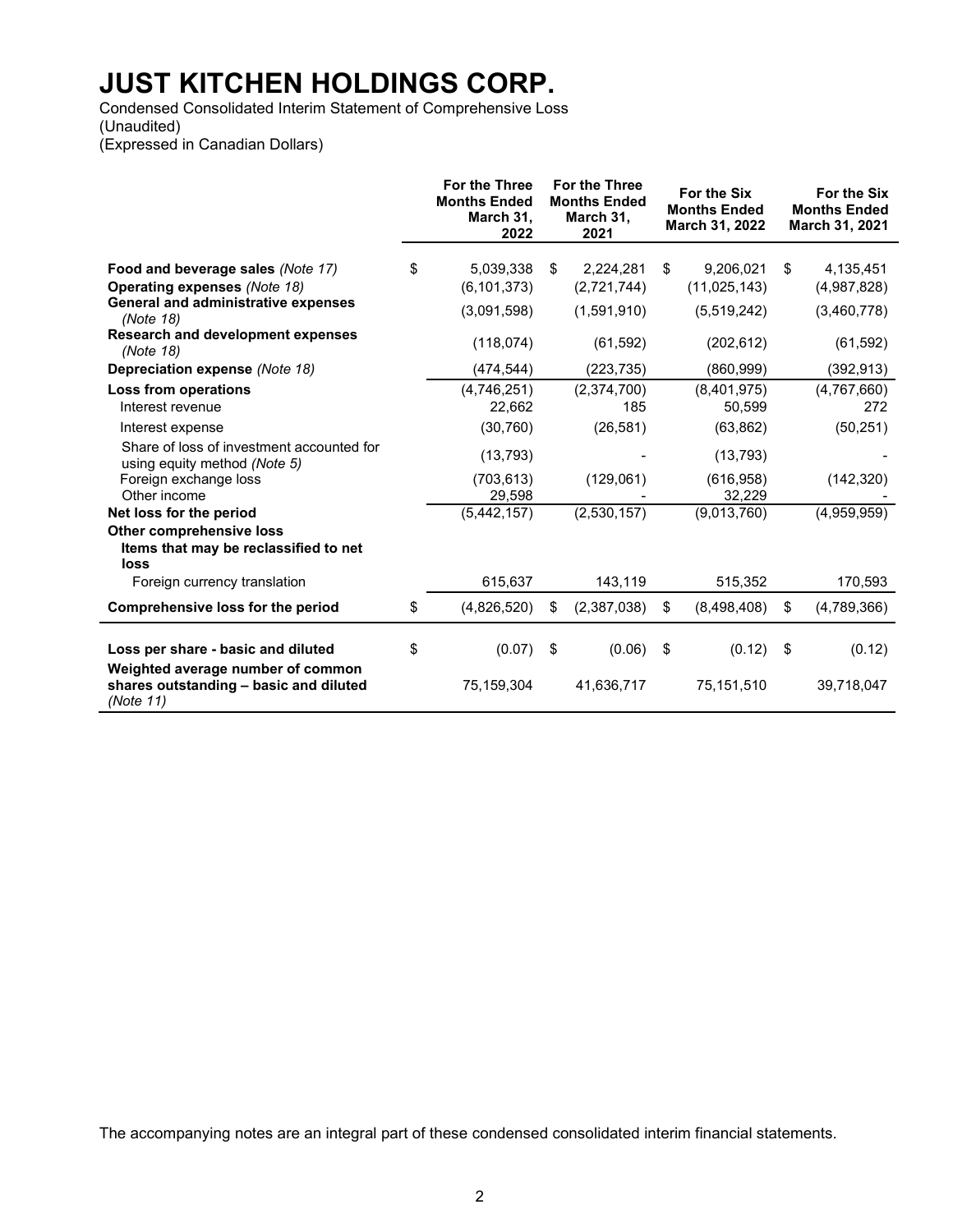# JUST KITCHEN HOLDINGS CORP.

Condensed Consolidated Interim Statement of Comprehensive Loss
(Unaudited)
(Expressed in Canadian Dollars)

| | For the Three Months Ended March 31, 2022 | For the Three Months Ended March 31, 2021 | For the Six Months Ended March 31, 2022 | For the Six Months Ended March 31, 2021 |
|---|---|---|---|---|
| **Food and beverage sales** *(Note 17)* | $ 5,039,338 | $ 2,224,281 | $ 9,206,021 | $ 4,135,451 |
| **Operating expenses** *(Note 18)* | (6,101,373) | (2,721,744) | (11,025,143) | (4,987,828) |
| **General and administrative expenses** *(Note 18)* | (3,091,598) | (1,591,910) | (5,519,242) | (3,460,778) |
| **Research and development expenses** *(Note 18)* | (118,074) | (61,592) | (202,612) | (61,592) |
| **Depreciation expense** *(Note 18)* | (474,544) | (223,735) | (860,999) | (392,913) |
| **Loss from operations** | (4,746,251) | (2,374,700) | (8,401,975) | (4,767,660) |
| Interest revenue | 22,662 | 185 | 50,599 | 272 |
| Interest expense | (30,760) | (26,581) | (63,862) | (50,251) |
| Share of loss of investment accounted for using equity method *(Note 5)* | (13,793) | - | (13,793) | - |
| Foreign exchange loss | (703,613) | (129,061) | (616,958) | (142,320) |
| Other income | 29,598 | - | 32,229 | - |
| **Net loss for the period** | (5,442,157) | (2,530,157) | (9,013,760) | (4,959,959) |
| **Other comprehensive loss** | | | | |
| **Items that may be reclassified to net loss** | | | | |
| Foreign currency translation | 615,637 | 143,119 | 515,352 | 170,593 |
| **Comprehensive loss for the period** | $ (4,826,520) | $ (2,387,038) | $ (8,498,408) | $ (4,789,366) |
| **Loss per share - basic and diluted** | $ (0.07) | $ (0.06) | $ (0.12) | $ (0.12) |
| **Weighted average number of common shares outstanding – basic and diluted** *(Note 11)* | 75,159,304 | 41,636,717 | 75,151,510 | 39,718,047 |

The accompanying notes are an integral part of these condensed consolidated interim financial statements.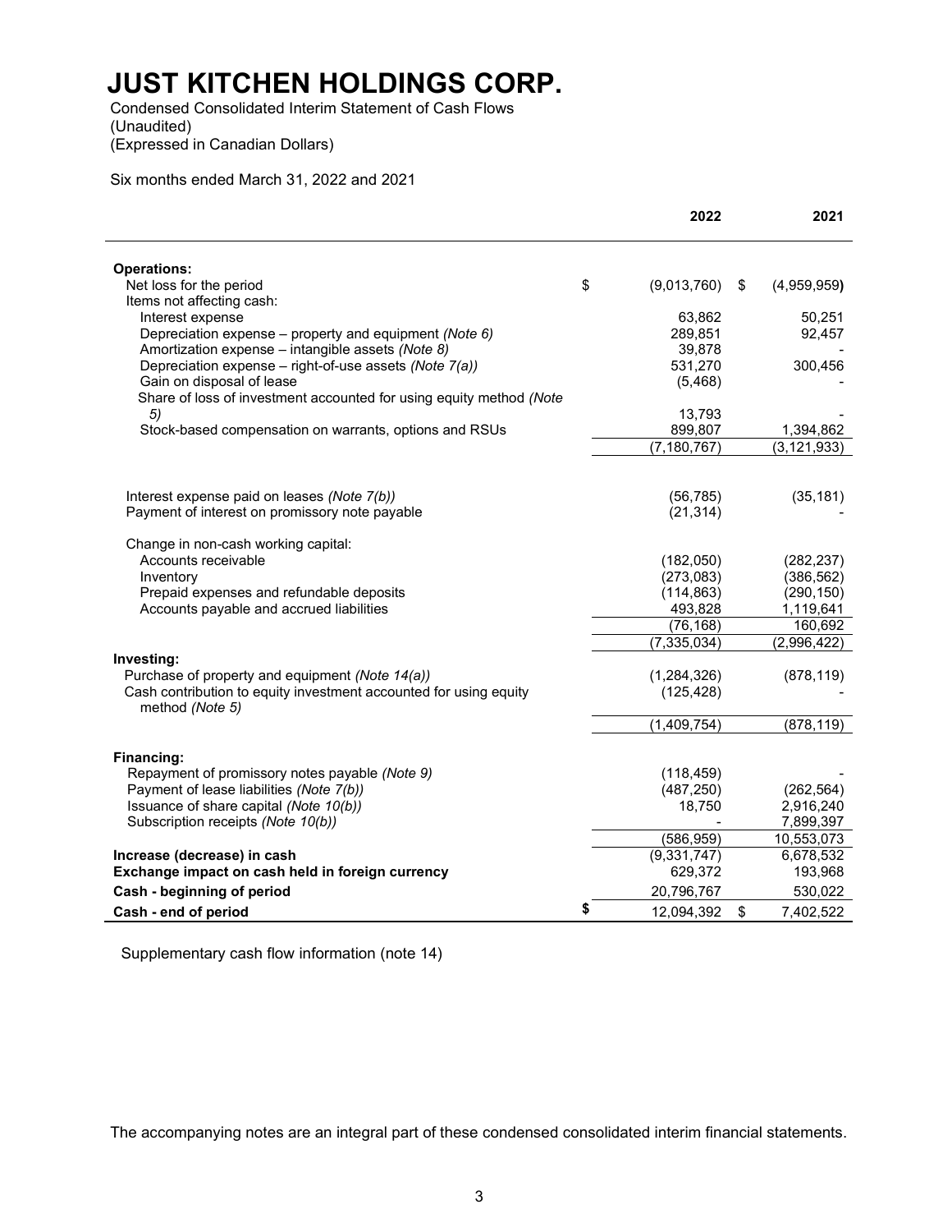# JUST KITCHEN HOLDINGS CORP.

Condensed Consolidated Interim Statement of Cash Flows
(Unaudited)
(Expressed in Canadian Dollars)

Six months ended March 31, 2022 and 2021

| | 2022 | 2021 |
|---|---|---|
| **Operations:** | | |
| Net loss for the period | $ (9,013,760) | $ (4,959,959) |
| Items not affecting cash: | | |
| Interest expense | 63,862 | 50,251 |
| Depreciation expense – property and equipment *(Note 6)* | 289,851 | 92,457 |
| Amortization expense – intangible assets *(Note 8)* | 39,878 | - |
| Depreciation expense – right-of-use assets *(Note 7(a))* | 531,270 | 300,456 |
| Gain on disposal of lease | (5,468) | - |
| Share of loss of investment accounted for using equity method *(Note 5)* | 13,793 | - |
| Stock-based compensation on warrants, options and RSUs | 899,807 | 1,394,862 |
| | (7,180,767) | (3,121,933) |
| Interest expense paid on leases *(Note 7(b))* | (56,785) | (35,181) |
| Payment of interest on promissory note payable | (21,314) | - |
| Change in non-cash working capital: | | |
| Accounts receivable | (182,050) | (282,237) |
| Inventory | (273,083) | (386,562) |
| Prepaid expenses and refundable deposits | (114,863) | (290,150) |
| Accounts payable and accrued liabilities | 493,828 | 1,119,641 |
| | (76,168) | 160,692 |
| | (7,335,034) | (2,996,422) |
| **Investing:** | | |
| Purchase of property and equipment *(Note 14(a))* | (1,284,326) | (878,119) |
| Cash contribution to equity investment accounted for using equity method *(Note 5)* | (125,428) | - |
| | (1,409,754) | (878,119) |
| **Financing:** | | |
| Repayment of promissory notes payable *(Note 9)* | (118,459) | - |
| Payment of lease liabilities *(Note 7(b))* | (487,250) | (262,564) |
| Issuance of share capital *(Note 10(b))* | 18,750 | 2,916,240 |
| Subscription receipts *(Note 10(b))* | - | 7,899,397 |
| | (586,959) | 10,553,073 |
| **Increase (decrease) in cash** | (9,331,747) | 6,678,532 |
| **Exchange impact on cash held in foreign currency** | 629,372 | 193,968 |
| **Cash - beginning of period** | 20,796,767 | 530,022 |
| **Cash - end of period** | **$** 12,094,392 | $ 7,402,522 |

Supplementary cash flow information (note 14)

The accompanying notes are an integral part of these condensed consolidated interim financial statements.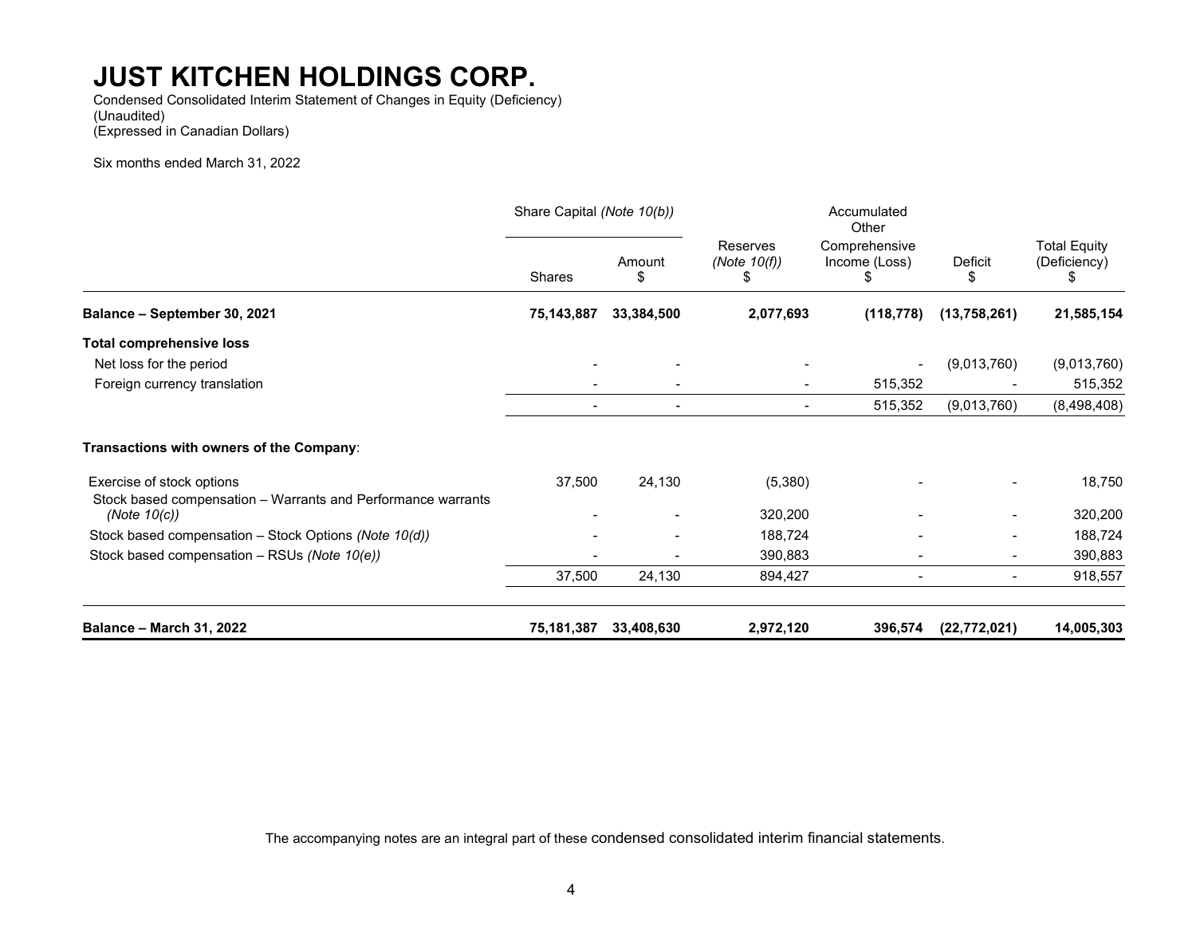# JUST KITCHEN HOLDINGS CORP.

Condensed Consolidated Interim Statement of Changes in Equity (Deficiency)
(Unaudited)
(Expressed in Canadian Dollars)

Six months ended March 31, 2022

| | Share Capital *(Note 10(b))* | | Reserves *(Note 10(f))* | Accumulated Other Comprehensive Income (Loss) | Deficit | Total Equity (Deficiency) |
|---|---|---|---|---|---|---|
| | Shares | Amount $ | $ | $ | $ | $ |
| **Balance – September 30, 2021** | **75,143,887** | **33,384,500** | **2,077,693** | **(118,778)** | **(13,758,261)** | **21,585,154** |
| **Total comprehensive loss** | | | | | | |
| Net loss for the period | - | - | - | - | (9,013,760) | (9,013,760) |
| Foreign currency translation | - | - | - | 515,352 | - | 515,352 |
| | - | - | - | 515,352 | (9,013,760) | (8,498,408) |
| **Transactions with owners of the Company**: | | | | | | |
| Exercise of stock options | 37,500 | 24,130 | (5,380) | - | - | 18,750 |
| Stock based compensation – Warrants and Performance warrants *(Note 10(c))* | - | - | 320,200 | - | - | 320,200 |
| Stock based compensation – Stock Options *(Note 10(d))* | - | - | 188,724 | - | - | 188,724 |
| Stock based compensation – RSUs *(Note 10(e))* | - | - | 390,883 | - | - | 390,883 |
| | 37,500 | 24,130 | 894,427 | - | - | 918,557 |
| **Balance – March 31, 2022** | **75,181,387** | **33,408,630** | **2,972,120** | **396,574** | **(22,772,021)** | **14,005,303** |

The accompanying notes are an integral part of these condensed consolidated interim financial statements.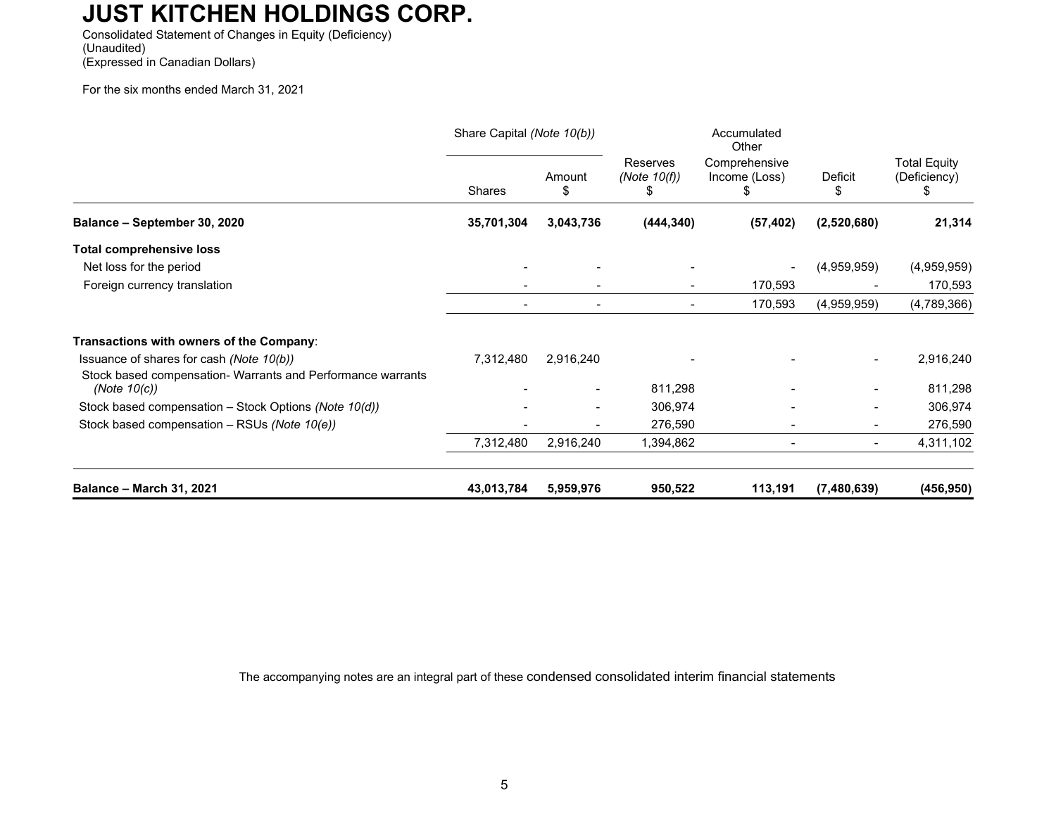# JUST KITCHEN HOLDINGS CORP.

Consolidated Statement of Changes in Equity (Deficiency)
(Unaudited)
(Expressed in Canadian Dollars)

For the six months ended March 31, 2021

| | Share Capital *(Note 10(b))* | | Reserves *(Note 10(f))* | Accumulated Other Comprehensive Income (Loss) | Deficit | Total Equity (Deficiency) |
|---|---|---|---|---|---|---|
| | Shares | Amount $ | $ | $ | $ | $ |
| **Balance – September 30, 2020** | **35,701,304** | **3,043,736** | **(444,340)** | **(57,402)** | **(2,520,680)** | **21,314** |
| **Total comprehensive loss** | | | | | | |
| Net loss for the period | - | - | - | - | (4,959,959) | (4,959,959) |
| Foreign currency translation | - | - | - | 170,593 | - | 170,593 |
| | - | - | - | 170,593 | (4,959,959) | (4,789,366) |
| **Transactions with owners of the Company**: | | | | | | |
| Issuance of shares for cash *(Note 10(b))* | 7,312,480 | 2,916,240 | - | - | - | 2,916,240 |
| Stock based compensation- Warrants and Performance warrants *(Note 10(c))* | - | - | 811,298 | - | - | 811,298 |
| Stock based compensation – Stock Options *(Note 10(d))* | - | - | 306,974 | - | - | 306,974 |
| Stock based compensation – RSUs *(Note 10(e))* | - | - | 276,590 | - | - | 276,590 |
| | 7,312,480 | 2,916,240 | 1,394,862 | - | - | 4,311,102 |
| **Balance – March 31, 2021** | **43,013,784** | **5,959,976** | **950,522** | **113,191** | **(7,480,639)** | **(456,950)** |

The accompanying notes are an integral part of these condensed consolidated interim financial statements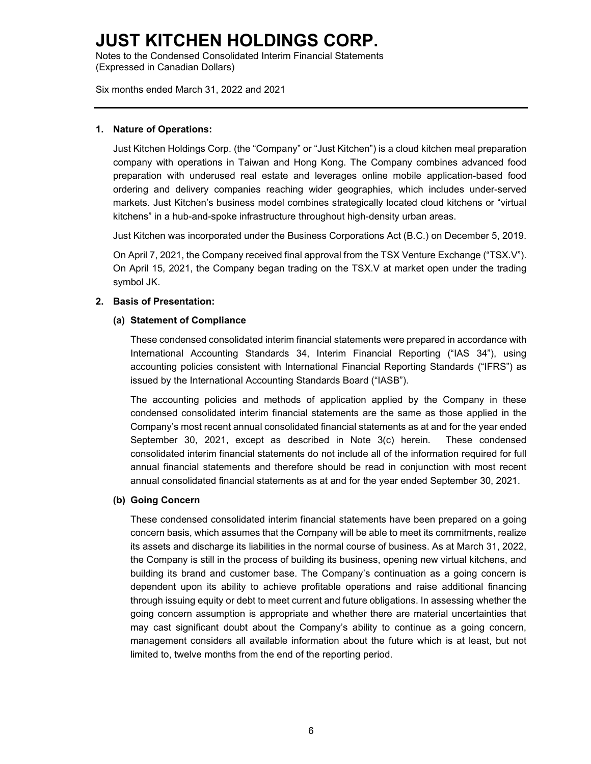# JUST KITCHEN HOLDINGS CORP.

Notes to the Condensed Consolidated Interim Financial Statements
(Expressed in Canadian Dollars)

Six months ended March 31, 2022 and 2021

## 1. Nature of Operations:

Just Kitchen Holdings Corp. (the "Company" or "Just Kitchen") is a cloud kitchen meal preparation company with operations in Taiwan and Hong Kong. The Company combines advanced food preparation with underused real estate and leverages online mobile application-based food ordering and delivery companies reaching wider geographies, which includes under-served markets. Just Kitchen's business model combines strategically located cloud kitchens or "virtual kitchens" in a hub-and-spoke infrastructure throughout high-density urban areas.

Just Kitchen was incorporated under the Business Corporations Act (B.C.) on December 5, 2019.

On April 7, 2021, the Company received final approval from the TSX Venture Exchange ("TSX.V"). On April 15, 2021, the Company began trading on the TSX.V at market open under the trading symbol JK.

## 2. Basis of Presentation:

### (a) Statement of Compliance

These condensed consolidated interim financial statements were prepared in accordance with International Accounting Standards 34, Interim Financial Reporting ("IAS 34"), using accounting policies consistent with International Financial Reporting Standards ("IFRS") as issued by the International Accounting Standards Board ("IASB").

The accounting policies and methods of application applied by the Company in these condensed consolidated interim financial statements are the same as those applied in the Company's most recent annual consolidated financial statements as at and for the year ended September 30, 2021, except as described in Note 3(c) herein. These condensed consolidated interim financial statements do not include all of the information required for full annual financial statements and therefore should be read in conjunction with most recent annual consolidated financial statements as at and for the year ended September 30, 2021.

### (b) Going Concern

These condensed consolidated interim financial statements have been prepared on a going concern basis, which assumes that the Company will be able to meet its commitments, realize its assets and discharge its liabilities in the normal course of business. As at March 31, 2022, the Company is still in the process of building its business, opening new virtual kitchens, and building its brand and customer base. The Company's continuation as a going concern is dependent upon its ability to achieve profitable operations and raise additional financing through issuing equity or debt to meet current and future obligations. In assessing whether the going concern assumption is appropriate and whether there are material uncertainties that may cast significant doubt about the Company's ability to continue as a going concern, management considers all available information about the future which is at least, but not limited to, twelve months from the end of the reporting period.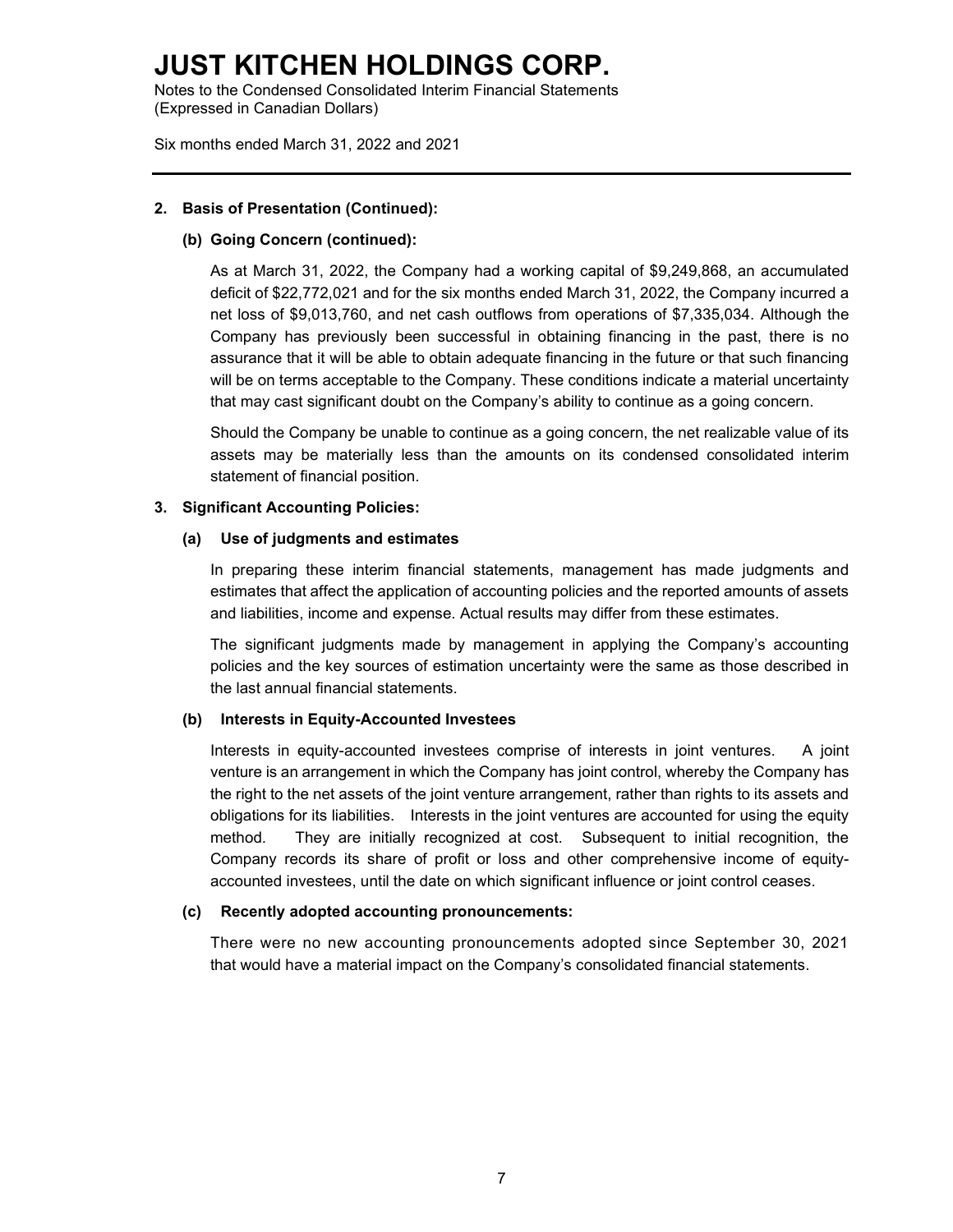## 2. Basis of Presentation (Continued):

### (b) Going Concern (continued):

As at March 31, 2022, the Company had a working capital of $9,249,868, an accumulated deficit of $22,772,021 and for the six months ended March 31, 2022, the Company incurred a net loss of $9,013,760, and net cash outflows from operations of $7,335,034. Although the Company has previously been successful in obtaining financing in the past, there is no assurance that it will be able to obtain adequate financing in the future or that such financing will be on terms acceptable to the Company. These conditions indicate a material uncertainty that may cast significant doubt on the Company's ability to continue as a going concern.

Should the Company be unable to continue as a going concern, the net realizable value of its assets may be materially less than the amounts on its condensed consolidated interim statement of financial position.

## 3. Significant Accounting Policies:

### (a) Use of judgments and estimates

In preparing these interim financial statements, management has made judgments and estimates that affect the application of accounting policies and the reported amounts of assets and liabilities, income and expense. Actual results may differ from these estimates.

The significant judgments made by management in applying the Company's accounting policies and the key sources of estimation uncertainty were the same as those described in the last annual financial statements.

### (b) Interests in Equity-Accounted Investees

Interests in equity-accounted investees comprise of interests in joint ventures. A joint venture is an arrangement in which the Company has joint control, whereby the Company has the right to the net assets of the joint venture arrangement, rather than rights to its assets and obligations for its liabilities. Interests in the joint ventures are accounted for using the equity method. They are initially recognized at cost. Subsequent to initial recognition, the Company records its share of profit or loss and other comprehensive income of equity-accounted investees, until the date on which significant influence or joint control ceases.

### (c) Recently adopted accounting pronouncements:

There were no new accounting pronouncements adopted since September 30, 2021 that would have a material impact on the Company's consolidated financial statements.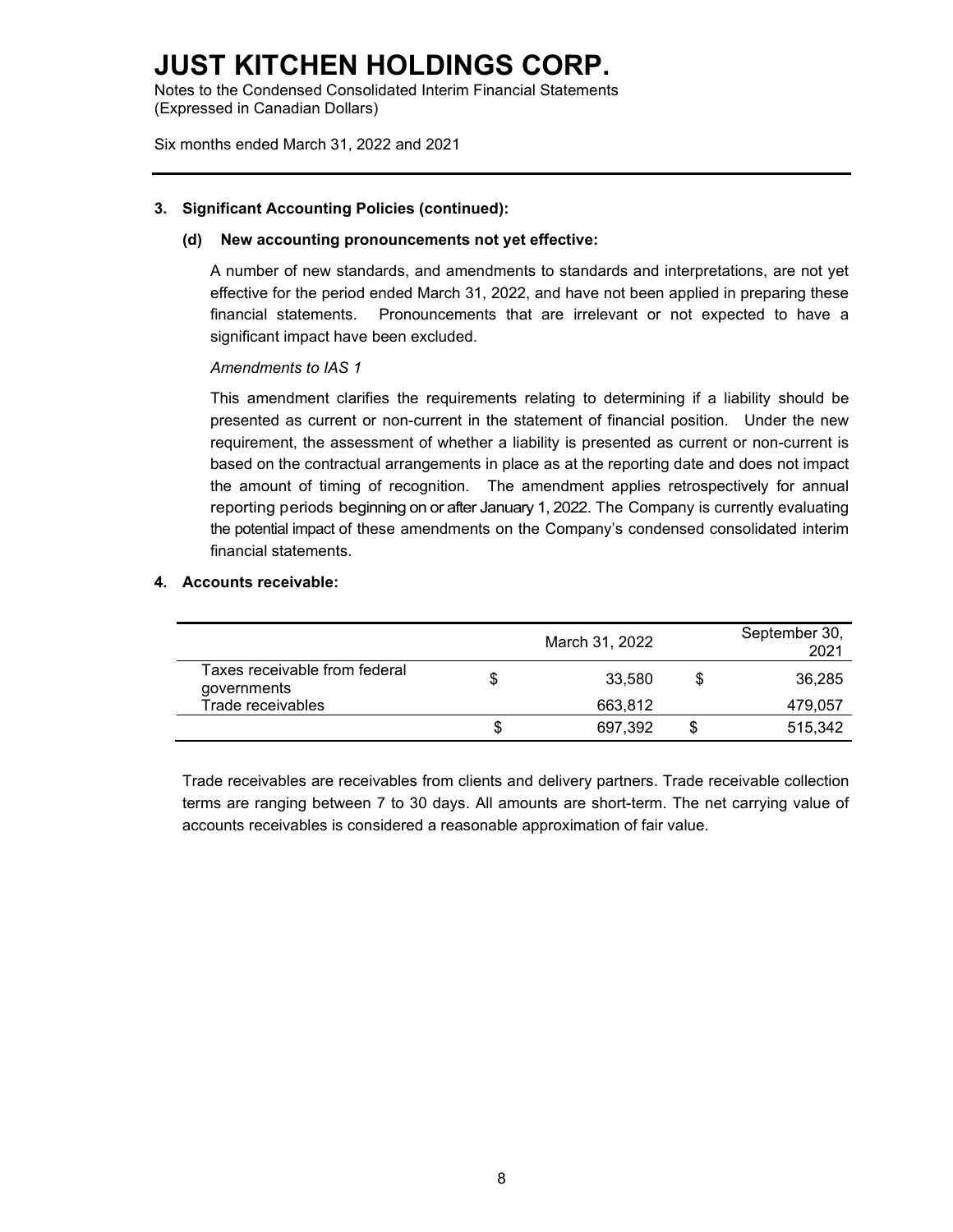# JUST KITCHEN HOLDINGS CORP.

Notes to the Condensed Consolidated Interim Financial Statements
(Expressed in Canadian Dollars)

Six months ended March 31, 2022 and 2021

**3. Significant Accounting Policies (continued):**

**(d) New accounting pronouncements not yet effective:**

A number of new standards, and amendments to standards and interpretations, are not yet effective for the period ended March 31, 2022, and have not been applied in preparing these financial statements. Pronouncements that are irrelevant or not expected to have a significant impact have been excluded.

*Amendments to IAS 1*

This amendment clarifies the requirements relating to determining if a liability should be presented as current or non-current in the statement of financial position. Under the new requirement, the assessment of whether a liability is presented as current or non-current is based on the contractual arrangements in place as at the reporting date and does not impact the amount of timing of recognition. The amendment applies retrospectively for annual reporting periods beginning on or after January 1, 2022. The Company is currently evaluating the potential impact of these amendments on the Company's condensed consolidated interim financial statements.

**4. Accounts receivable:**

| | March 31, 2022 | September 30, 2021 |
|---|---|---|
| Taxes receivable from federal governments | $ 33,580 | $ 36,285 |
| Trade receivables | 663,812 | 479,057 |
| | $ 697,392 | $ 515,342 |

Trade receivables are receivables from clients and delivery partners. Trade receivable collection terms are ranging between 7 to 30 days. All amounts are short-term. The net carrying value of accounts receivables is considered a reasonable approximation of fair value.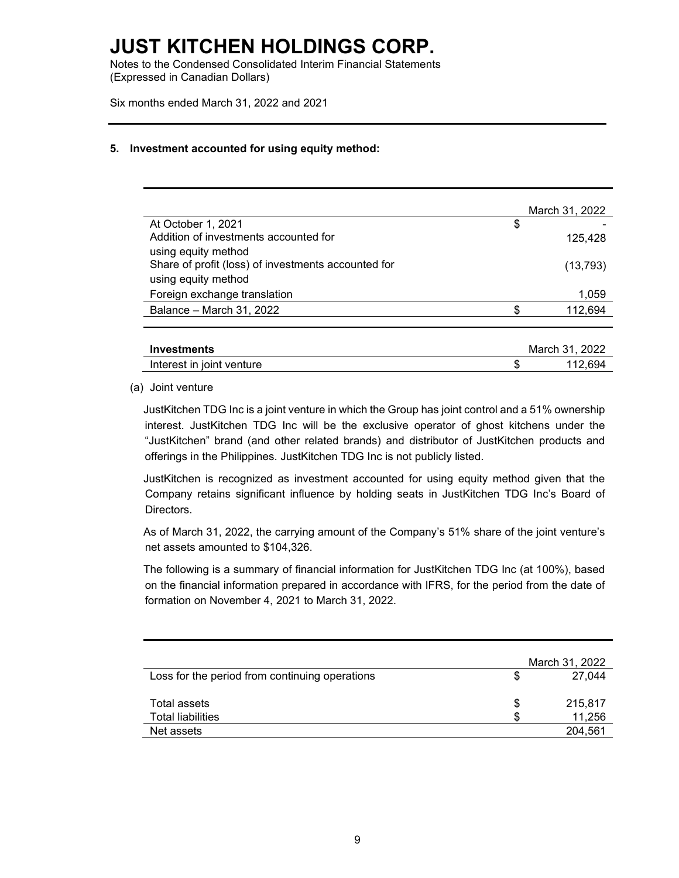# JUST KITCHEN HOLDINGS CORP.

Notes to the Condensed Consolidated Interim Financial Statements
(Expressed in Canadian Dollars)

Six months ended March 31, 2022 and 2021

## 5. Investment accounted for using equity method:

| | March 31, 2022 |
|---|---|
| At October 1, 2021 | $ - |
| Addition of investments accounted for using equity method | 125,428 |
| Share of profit (loss) of investments accounted for using equity method | (13,793) |
| Foreign exchange translation | 1,059 |
| Balance – March 31, 2022 | $ 112,694 |

| **Investments** | March 31, 2022 |
|---|---|
| Interest in joint venture | $ 112,694 |

(a) Joint venture

JustKitchen TDG Inc is a joint venture in which the Group has joint control and a 51% ownership interest. JustKitchen TDG Inc will be the exclusive operator of ghost kitchens under the "JustKitchen" brand (and other related brands) and distributor of JustKitchen products and offerings in the Philippines. JustKitchen TDG Inc is not publicly listed.

JustKitchen is recognized as investment accounted for using equity method given that the Company retains significant influence by holding seats in JustKitchen TDG Inc's Board of Directors.

As of March 31, 2022, the carrying amount of the Company's 51% share of the joint venture's net assets amounted to $104,326.

The following is a summary of financial information for JustKitchen TDG Inc (at 100%), based on the financial information prepared in accordance with IFRS, for the period from the date of formation on November 4, 2021 to March 31, 2022.

| | March 31, 2022 |
|---|---|
| Loss for the period from continuing operations | $ 27,044 |
| | |
| Total assets | $ 215,817 |
| Total liabilities | $ 11,256 |
| Net assets | 204,561 |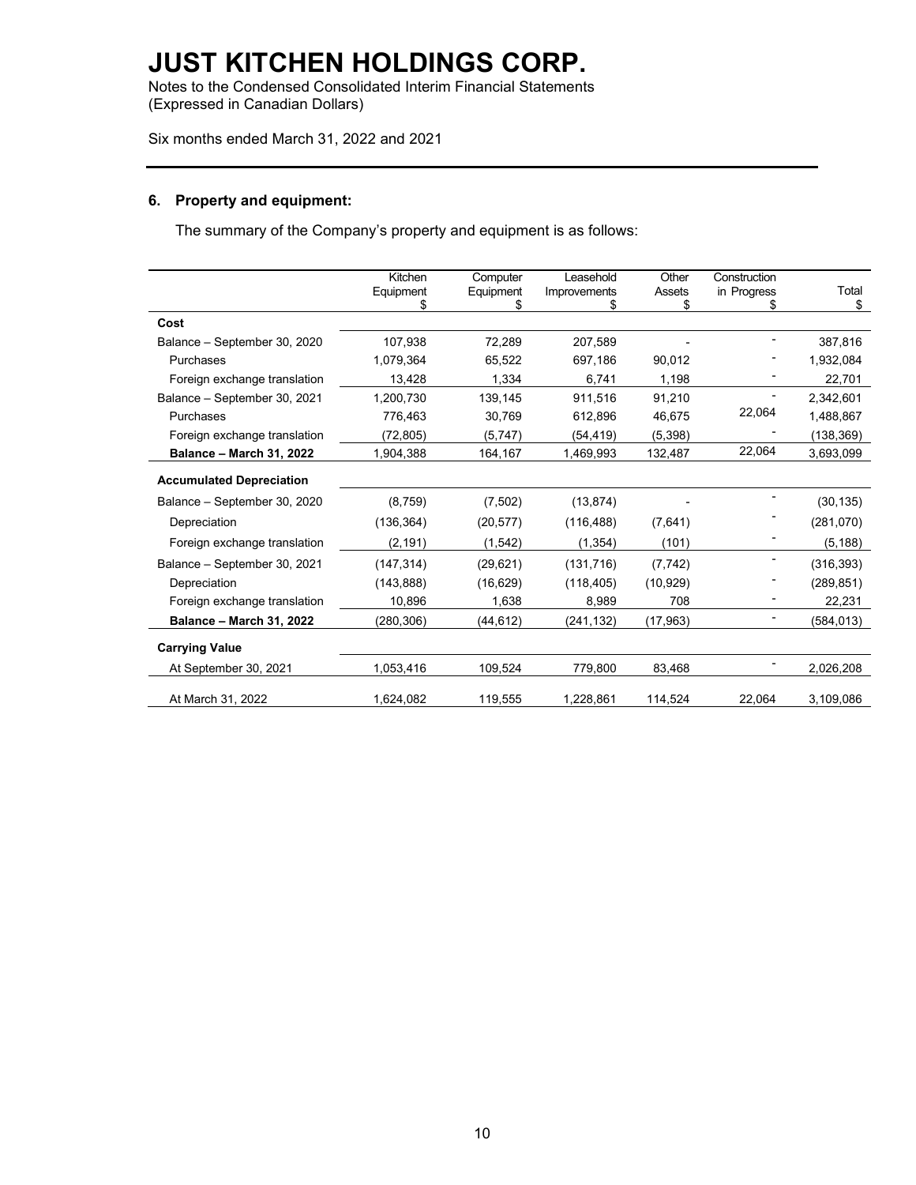# JUST KITCHEN HOLDINGS CORP.

Notes to the Condensed Consolidated Interim Financial Statements
(Expressed in Canadian Dollars)

Six months ended March 31, 2022 and 2021

## 6. Property and equipment:

The summary of the Company's property and equipment is as follows:

| | Kitchen Equipment $ | Computer Equipment $ | Leasehold Improvements $ | Other Assets $ | Construction in Progress $ | Total $ |
|---|---|---|---|---|---|---|
| **Cost** | | | | | | |
| Balance – September 30, 2020 | 107,938 | 72,289 | 207,589 | - | - | 387,816 |
| Purchases | 1,079,364 | 65,522 | 697,186 | 90,012 | - | 1,932,084 |
| Foreign exchange translation | 13,428 | 1,334 | 6,741 | 1,198 | - | 22,701 |
| Balance – September 30, 2021 | 1,200,730 | 139,145 | 911,516 | 91,210 | - | 2,342,601 |
| Purchases | 776,463 | 30,769 | 612,896 | 46,675 | 22,064 | 1,488,867 |
| Foreign exchange translation | (72,805) | (5,747) | (54,419) | (5,398) | - | (138,369) |
| **Balance – March 31, 2022** | 1,904,388 | 164,167 | 1,469,993 | 132,487 | 22,064 | 3,693,099 |
| **Accumulated Depreciation** | | | | | | |
| Balance – September 30, 2020 | (8,759) | (7,502) | (13,874) | - | - | (30,135) |
| Depreciation | (136,364) | (20,577) | (116,488) | (7,641) | - | (281,070) |
| Foreign exchange translation | (2,191) | (1,542) | (1,354) | (101) | - | (5,188) |
| Balance – September 30, 2021 | (147,314) | (29,621) | (131,716) | (7,742) | - | (316,393) |
| Depreciation | (143,888) | (16,629) | (118,405) | (10,929) | - | (289,851) |
| Foreign exchange translation | 10,896 | 1,638 | 8,989 | 708 | - | 22,231 |
| **Balance – March 31, 2022** | (280,306) | (44,612) | (241,132) | (17,963) | - | (584,013) |
| **Carrying Value** | | | | | | |
| At September 30, 2021 | 1,053,416 | 109,524 | 779,800 | 83,468 | - | 2,026,208 |
| At March 31, 2022 | 1,624,082 | 119,555 | 1,228,861 | 114,524 | 22,064 | 3,109,086 |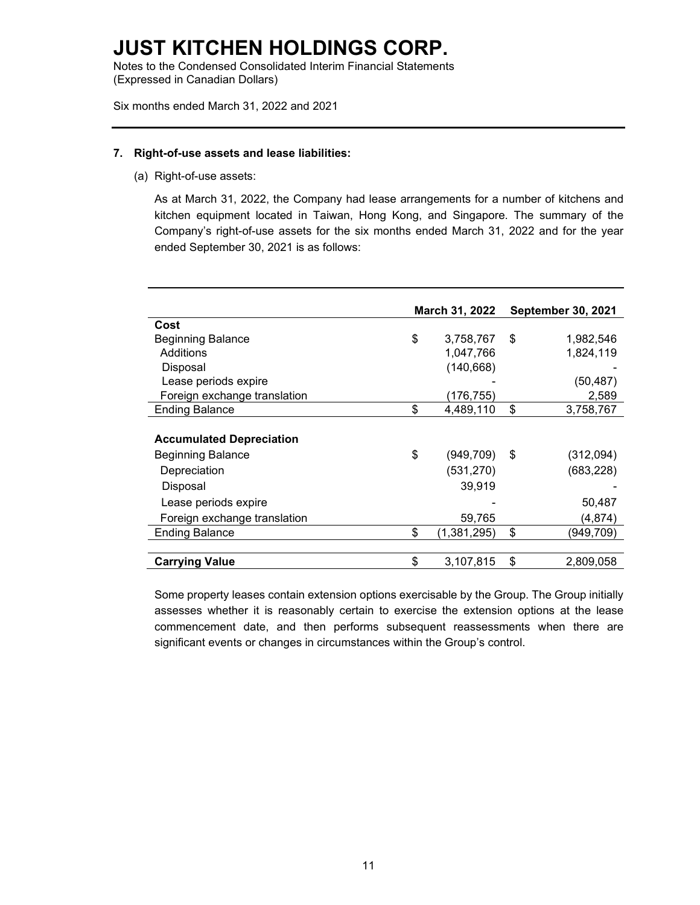# JUST KITCHEN HOLDINGS CORP.

Notes to the Condensed Consolidated Interim Financial Statements
(Expressed in Canadian Dollars)

Six months ended March 31, 2022 and 2021

## 7. Right-of-use assets and lease liabilities:

(a) Right-of-use assets:

As at March 31, 2022, the Company had lease arrangements for a number of kitchens and kitchen equipment located in Taiwan, Hong Kong, and Singapore. The summary of the Company's right-of-use assets for the six months ended March 31, 2022 and for the year ended September 30, 2021 is as follows:

| | March 31, 2022 | September 30, 2021 |
|---|---|---|
| **Cost** | | |
| Beginning Balance | $ 3,758,767 | $ 1,982,546 |
| Additions | 1,047,766 | 1,824,119 |
| Disposal | (140,668) | - |
| Lease periods expire | - | (50,487) |
| Foreign exchange translation | (176,755) | 2,589 |
| Ending Balance | $ 4,489,110 | $ 3,758,767 |
| | | |
| **Accumulated Depreciation** | | |
| Beginning Balance | $ (949,709) | $ (312,094) |
| Depreciation | (531,270) | (683,228) |
| Disposal | 39,919 | - |
| Lease periods expire | - | 50,487 |
| Foreign exchange translation | 59,765 | (4,874) |
| Ending Balance | $ (1,381,295) | $ (949,709) |
| | | |
| **Carrying Value** | $ 3,107,815 | $ 2,809,058 |

Some property leases contain extension options exercisable by the Group. The Group initially assesses whether it is reasonably certain to exercise the extension options at the lease commencement date, and then performs subsequent reassessments when there are significant events or changes in circumstances within the Group's control.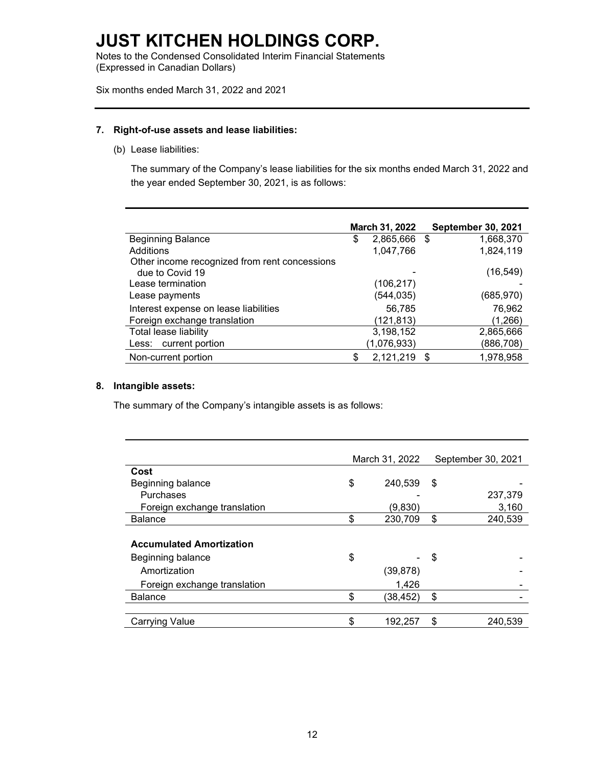# JUST KITCHEN HOLDINGS CORP.

Notes to the Condensed Consolidated Interim Financial Statements
(Expressed in Canadian Dollars)

Six months ended March 31, 2022 and 2021

## 7. Right-of-use assets and lease liabilities:

(b) Lease liabilities:

The summary of the Company's lease liabilities for the six months ended March 31, 2022 and the year ended September 30, 2021, is as follows:

| | March 31, 2022 | September 30, 2021 |
|---|---|---|
| Beginning Balance | $ 2,865,666 | $ 1,668,370 |
| Additions | 1,047,766 | 1,824,119 |
| Other income recognized from rent concessions due to Covid 19 | - | (16,549) |
| Lease termination | (106,217) | - |
| Lease payments | (544,035) | (685,970) |
| Interest expense on lease liabilities | 56,785 | 76,962 |
| Foreign exchange translation | (121,813) | (1,266) |
| Total lease liability | 3,198,152 | 2,865,666 |
| Less: current portion | (1,076,933) | (886,708) |
| Non-current portion | $ 2,121,219 | $ 1,978,958 |

## 8. Intangible assets:

The summary of the Company's intangible assets is as follows:

| | March 31, 2022 | September 30, 2021 |
|---|---|---|
| **Cost** | | |
| Beginning balance | $ 240,539 | $ - |
| Purchases | - | 237,379 |
| Foreign exchange translation | (9,830) | 3,160 |
| Balance | $ 230,709 | $ 240,539 |
| | | |
| **Accumulated Amortization** | | |
| Beginning balance | $ - | $ - |
| Amortization | (39,878) | - |
| Foreign exchange translation | 1,426 | - |
| Balance | $ (38,452) | $ - |
| | | |
| Carrying Value | $ 192,257 | $ 240,539 |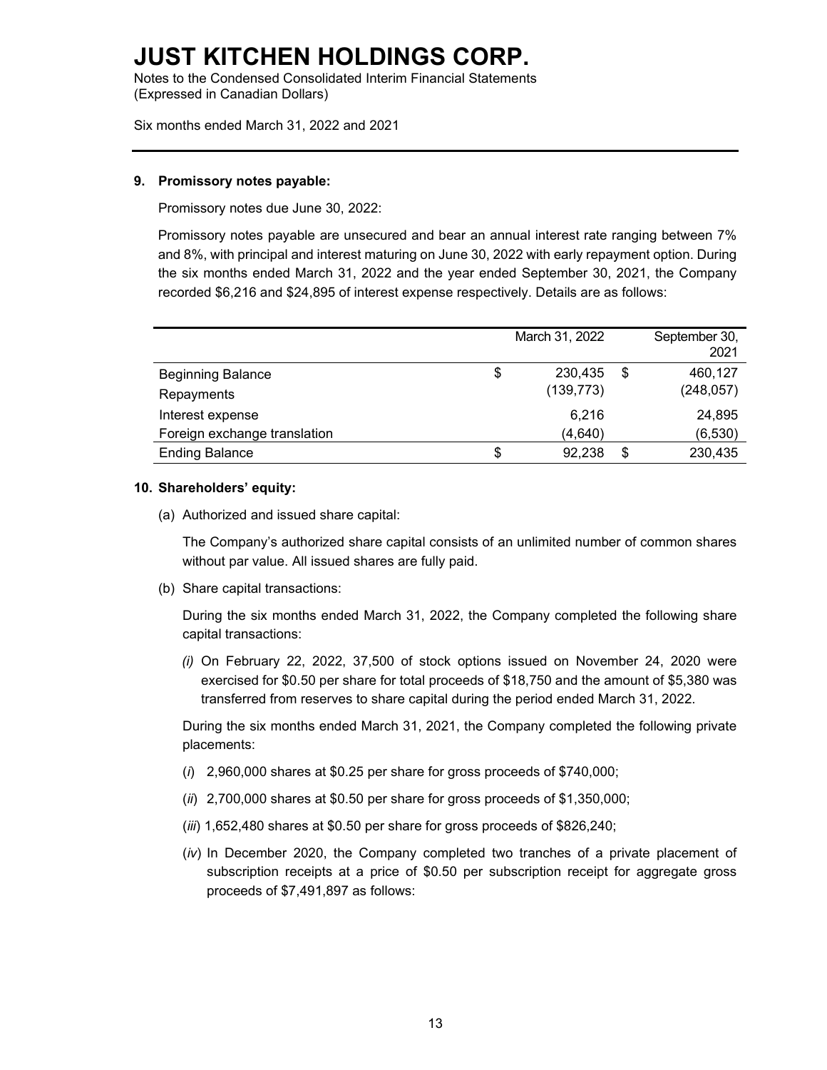# JUST KITCHEN HOLDINGS CORP.

Notes to the Condensed Consolidated Interim Financial Statements
(Expressed in Canadian Dollars)

Six months ended March 31, 2022 and 2021

## 9. Promissory notes payable:

Promissory notes due June 30, 2022:

Promissory notes payable are unsecured and bear an annual interest rate ranging between 7% and 8%, with principal and interest maturing on June 30, 2022 with early repayment option. During the six months ended March 31, 2022 and the year ended September 30, 2021, the Company recorded $6,216 and $24,895 of interest expense respectively. Details are as follows:

| | March 31, 2022 | September 30, 2021 |
|---|---|---|
| Beginning Balance | $ 230,435 | $ 460,127 |
| Repayments | (139,773) | (248,057) |
| Interest expense | 6,216 | 24,895 |
| Foreign exchange translation | (4,640) | (6,530) |
| Ending Balance | $ 92,238 | $ 230,435 |

## 10. Shareholders' equity:

(a) Authorized and issued share capital:

The Company's authorized share capital consists of an unlimited number of common shares without par value. All issued shares are fully paid.

(b) Share capital transactions:

During the six months ended March 31, 2022, the Company completed the following share capital transactions:

*(i)* On February 22, 2022, 37,500 of stock options issued on November 24, 2020 were exercised for $0.50 per share for total proceeds of $18,750 and the amount of $5,380 was transferred from reserves to share capital during the period ended March 31, 2022.

During the six months ended March 31, 2021, the Company completed the following private placements:

(*i*) 2,960,000 shares at $0.25 per share for gross proceeds of $740,000;

(*ii*) 2,700,000 shares at $0.50 per share for gross proceeds of $1,350,000;

(*iii*) 1,652,480 shares at $0.50 per share for gross proceeds of $826,240;

(*iv*) In December 2020, the Company completed two tranches of a private placement of subscription receipts at a price of $0.50 per subscription receipt for aggregate gross proceeds of $7,491,897 as follows: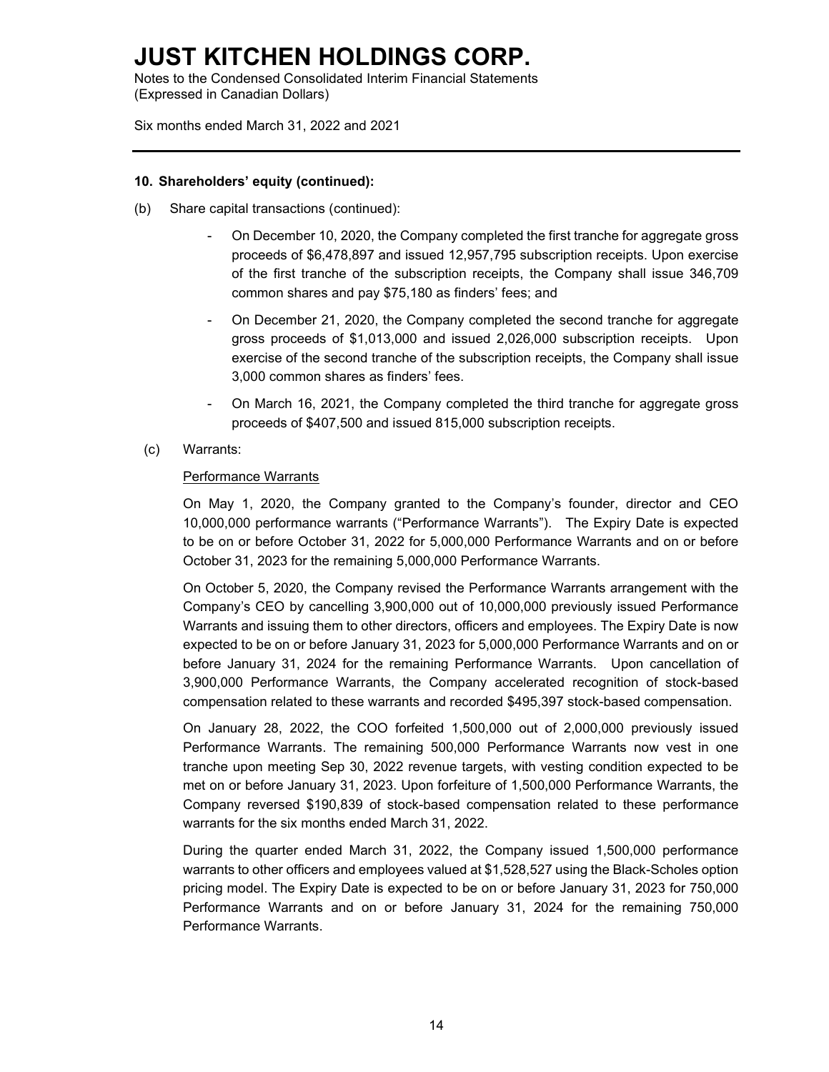**10. Shareholders' equity (continued):**

(b) Share capital transactions (continued):

- On December 10, 2020, the Company completed the first tranche for aggregate gross proceeds of $6,478,897 and issued 12,957,795 subscription receipts. Upon exercise of the first tranche of the subscription receipts, the Company shall issue 346,709 common shares and pay $75,180 as finders' fees; and
- On December 21, 2020, the Company completed the second tranche for aggregate gross proceeds of $1,013,000 and issued 2,026,000 subscription receipts. Upon exercise of the second tranche of the subscription receipts, the Company shall issue 3,000 common shares as finders' fees.
- On March 16, 2021, the Company completed the third tranche for aggregate gross proceeds of $407,500 and issued 815,000 subscription receipts.

(c) Warrants:

Performance Warrants

On May 1, 2020, the Company granted to the Company's founder, director and CEO 10,000,000 performance warrants ("Performance Warrants"). The Expiry Date is expected to be on or before October 31, 2022 for 5,000,000 Performance Warrants and on or before October 31, 2023 for the remaining 5,000,000 Performance Warrants.

On October 5, 2020, the Company revised the Performance Warrants arrangement with the Company's CEO by cancelling 3,900,000 out of 10,000,000 previously issued Performance Warrants and issuing them to other directors, officers and employees. The Expiry Date is now expected to be on or before January 31, 2023 for 5,000,000 Performance Warrants and on or before January 31, 2024 for the remaining Performance Warrants. Upon cancellation of 3,900,000 Performance Warrants, the Company accelerated recognition of stock-based compensation related to these warrants and recorded $495,397 stock-based compensation.

On January 28, 2022, the COO forfeited 1,500,000 out of 2,000,000 previously issued Performance Warrants. The remaining 500,000 Performance Warrants now vest in one tranche upon meeting Sep 30, 2022 revenue targets, with vesting condition expected to be met on or before January 31, 2023. Upon forfeiture of 1,500,000 Performance Warrants, the Company reversed $190,839 of stock-based compensation related to these performance warrants for the six months ended March 31, 2022.

During the quarter ended March 31, 2022, the Company issued 1,500,000 performance warrants to other officers and employees valued at $1,528,527 using the Black-Scholes option pricing model. The Expiry Date is expected to be on or before January 31, 2023 for 750,000 Performance Warrants and on or before January 31, 2024 for the remaining 750,000 Performance Warrants.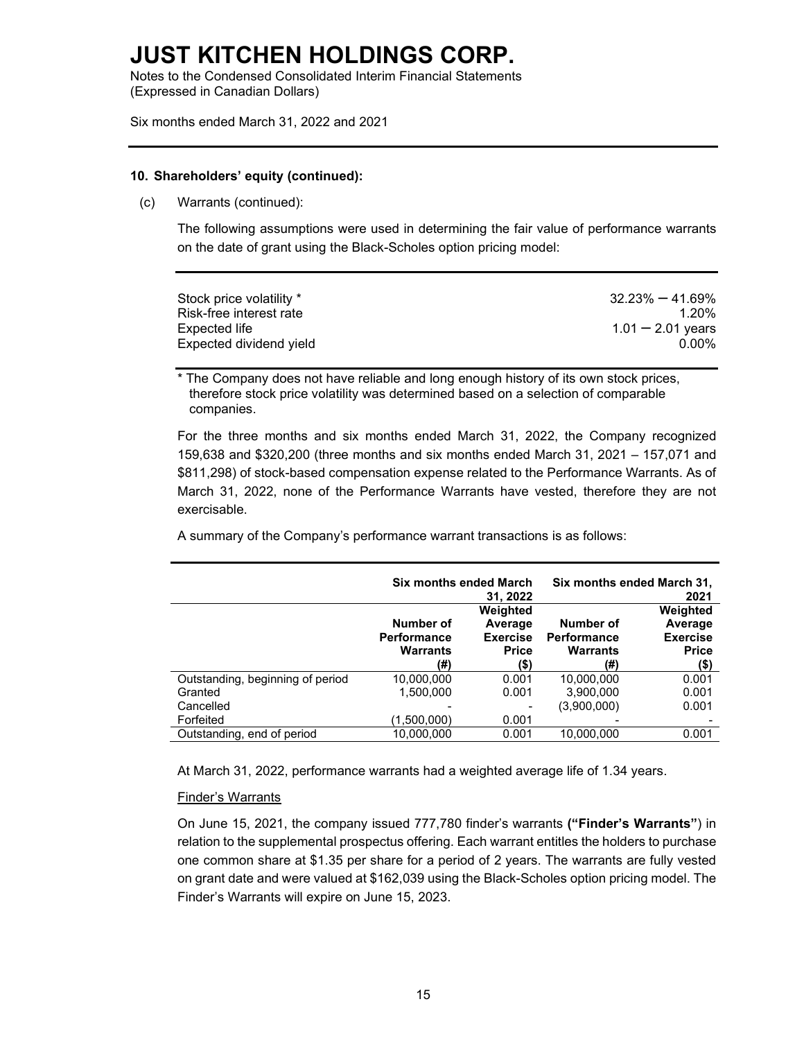# JUST KITCHEN HOLDINGS CORP.

Notes to the Condensed Consolidated Interim Financial Statements
(Expressed in Canadian Dollars)

Six months ended March 31, 2022 and 2021

**10. Shareholders' equity (continued):**

(c) Warrants (continued):

The following assumptions were used in determining the fair value of performance warrants on the date of grant using the Black-Scholes option pricing model:

| | |
|---|---|
| Stock price volatility * | 32.23% – 41.69% |
| Risk-free interest rate | 1.20% |
| Expected life | 1.01 – 2.01 years |
| Expected dividend yield | 0.00% |

* The Company does not have reliable and long enough history of its own stock prices, therefore stock price volatility was determined based on a selection of comparable companies.

For the three months and six months ended March 31, 2022, the Company recognized 159,638 and $320,200 (three months and six months ended March 31, 2021 – 157,071 and $811,298) of stock-based compensation expense related to the Performance Warrants. As of March 31, 2022, none of the Performance Warrants have vested, therefore they are not exercisable.

A summary of the Company's performance warrant transactions is as follows:

| | Six months ended March 31, 2022 | | Six months ended March 31, 2021 | |
|---|---|---|---|---|
| | Number of Performance Warrants (#) | Weighted Average Exercise Price ($) | Number of Performance Warrants (#) | Weighted Average Exercise Price ($) |
| Outstanding, beginning of period | 10,000,000 | 0.001 | 10,000,000 | 0.001 |
| Granted | 1,500,000 | 0.001 | 3,900,000 | 0.001 |
| Cancelled | - | - | (3,900,000) | 0.001 |
| Forfeited | (1,500,000) | 0.001 | - | - |
| Outstanding, end of period | 10,000,000 | 0.001 | 10,000,000 | 0.001 |

At March 31, 2022, performance warrants had a weighted average life of 1.34 years.

Finder's Warrants

On June 15, 2021, the company issued 777,780 finder's warrants **("Finder's Warrants"**) in relation to the supplemental prospectus offering. Each warrant entitles the holders to purchase one common share at $1.35 per share for a period of 2 years. The warrants are fully vested on grant date and were valued at $162,039 using the Black-Scholes option pricing model. The Finder's Warrants will expire on June 15, 2023.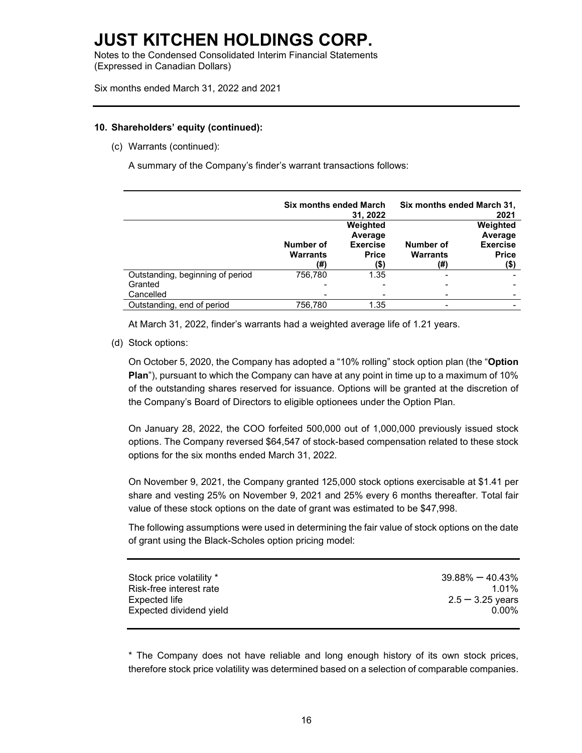# JUST KITCHEN HOLDINGS CORP.

Notes to the Condensed Consolidated Interim Financial Statements
(Expressed in Canadian Dollars)

Six months ended March 31, 2022 and 2021

**10. Shareholders' equity (continued):**

(c) Warrants (continued):

A summary of the Company's finder's warrant transactions follows:

| | Six months ended March 31, 2022 | | Six months ended March 31, 2021 | |
|---|---|---|---|---|
| | Number of Warrants (#) | Weighted Average Exercise Price ($) | Number of Warrants (#) | Weighted Average Exercise Price ($) |
| Outstanding, beginning of period | 756,780 | 1.35 | - | - |
| Granted | - | - | - | - |
| Cancelled | - | - | - | - |
| Outstanding, end of period | 756,780 | 1.35 | - | - |

At March 31, 2022, finder's warrants had a weighted average life of 1.21 years.

(d) Stock options:

On October 5, 2020, the Company has adopted a "10% rolling" stock option plan (the "**Option Plan**"), pursuant to which the Company can have at any point in time up to a maximum of 10% of the outstanding shares reserved for issuance. Options will be granted at the discretion of the Company's Board of Directors to eligible optionees under the Option Plan.

On January 28, 2022, the COO forfeited 500,000 out of 1,000,000 previously issued stock options. The Company reversed $64,547 of stock-based compensation related to these stock options for the six months ended March 31, 2022.

On November 9, 2021, the Company granted 125,000 stock options exercisable at $1.41 per share and vesting 25% on November 9, 2021 and 25% every 6 months thereafter. Total fair value of these stock options on the date of grant was estimated to be $47,998.

The following assumptions were used in determining the fair value of stock options on the date of grant using the Black-Scholes option pricing model:

| | |
|---|---|
| Stock price volatility * | 39.88% – 40.43% |
| Risk-free interest rate | 1.01% |
| Expected life | 2.5 – 3.25 years |
| Expected dividend yield | 0.00% |

* The Company does not have reliable and long enough history of its own stock prices, therefore stock price volatility was determined based on a selection of comparable companies.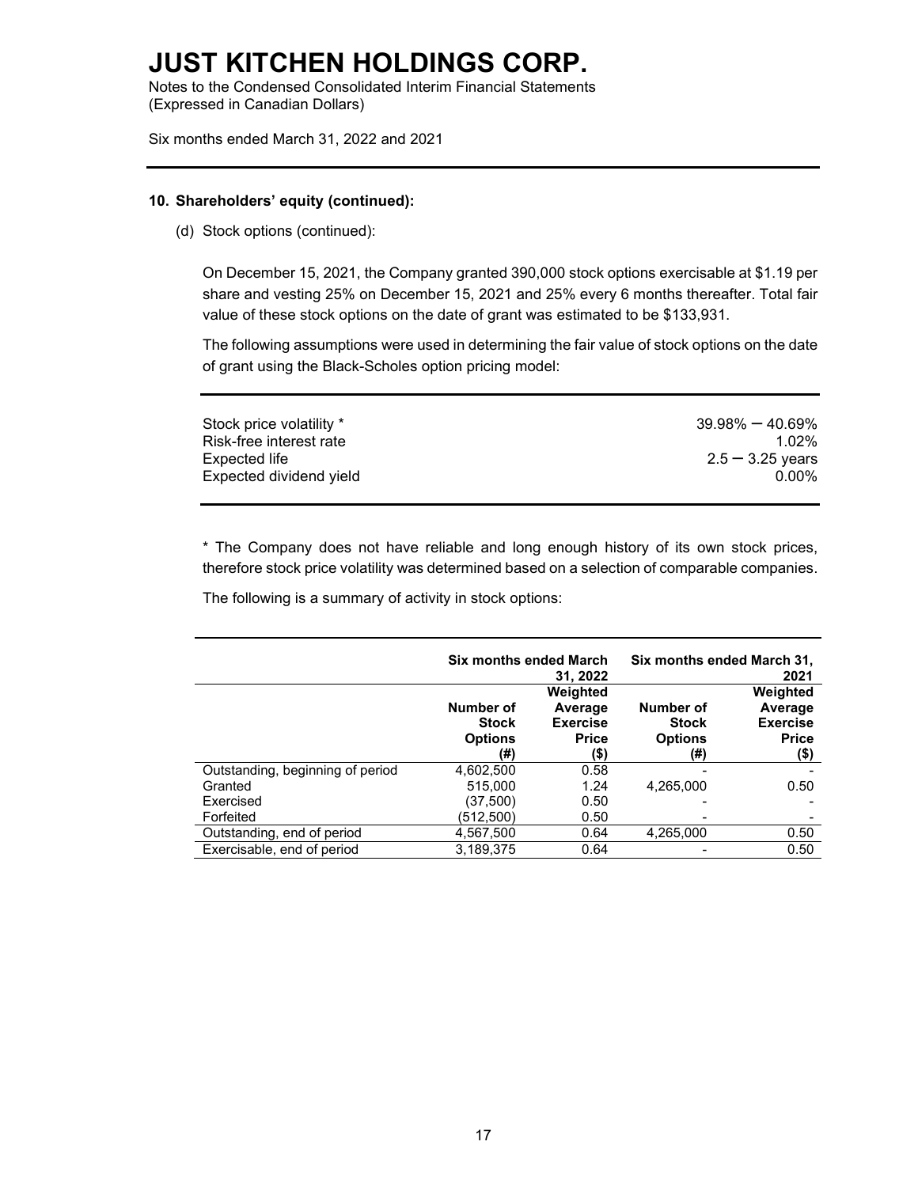**10. Shareholders' equity (continued):**

(d) Stock options (continued):

On December 15, 2021, the Company granted 390,000 stock options exercisable at $1.19 per share and vesting 25% on December 15, 2021 and 25% every 6 months thereafter. Total fair value of these stock options on the date of grant was estimated to be $133,931.

The following assumptions were used in determining the fair value of stock options on the date of grant using the Black-Scholes option pricing model:

| | |
|---|---|
| Stock price volatility * | 39.98% – 40.69% |
| Risk-free interest rate | 1.02% |
| Expected life | 2.5 – 3.25 years |
| Expected dividend yield | 0.00% |

* The Company does not have reliable and long enough history of its own stock prices, therefore stock price volatility was determined based on a selection of comparable companies.

The following is a summary of activity in stock options:

| | Six months ended March 31, 2022 | | Six months ended March 31, 2021 | |
|---|---|---|---|---|
| | Number of Stock Options (#) | Weighted Average Exercise Price ($) | Number of Stock Options (#) | Weighted Average Exercise Price ($) |
| Outstanding, beginning of period | 4,602,500 | 0.58 | - | - |
| Granted | 515,000 | 1.24 | 4,265,000 | 0.50 |
| Exercised | (37,500) | 0.50 | - | - |
| Forfeited | (512,500) | 0.50 | - | - |
| Outstanding, end of period | 4,567,500 | 0.64 | 4,265,000 | 0.50 |
| Exercisable, end of period | 3,189,375 | 0.64 | - | 0.50 |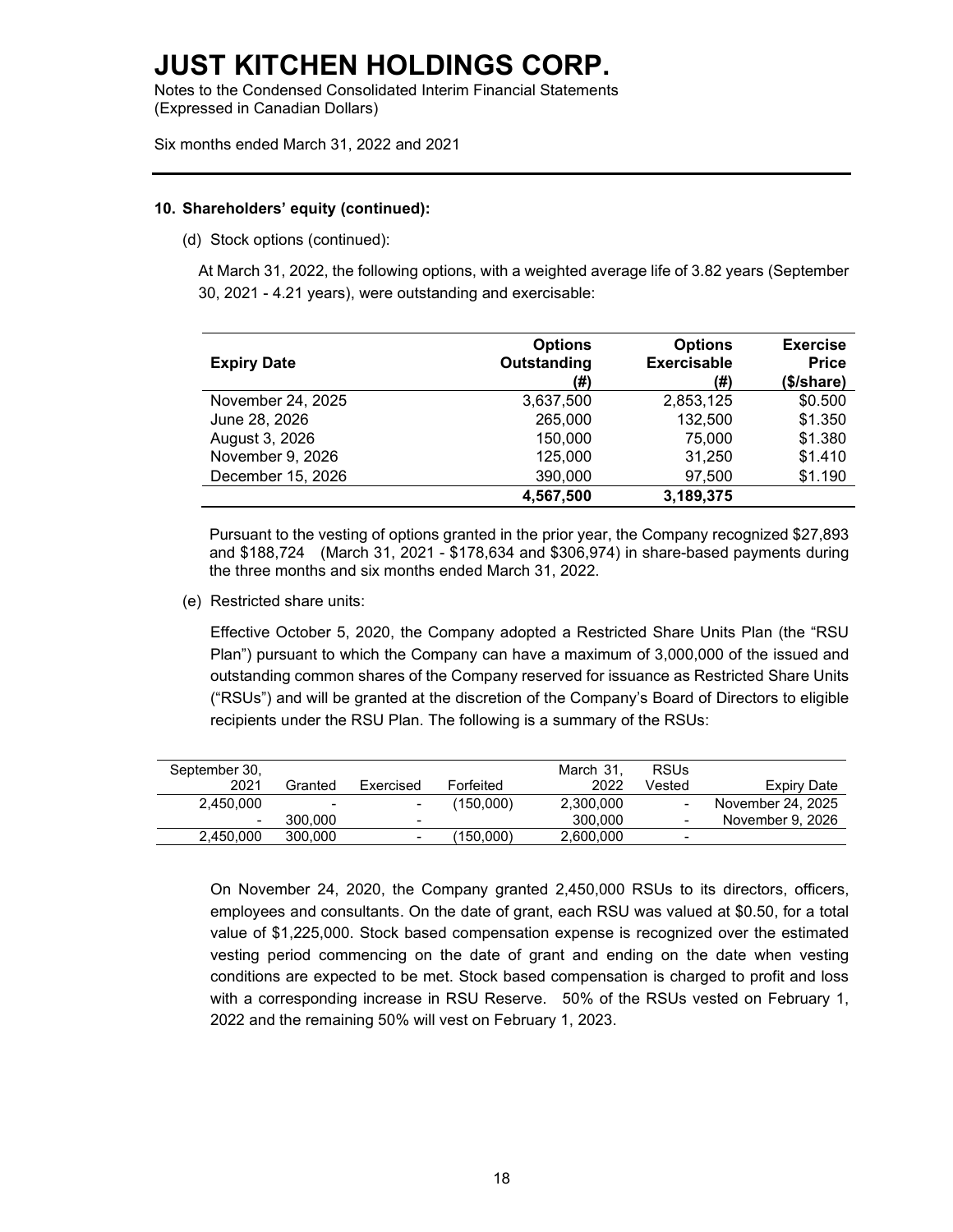# JUST KITCHEN HOLDINGS CORP.

Notes to the Condensed Consolidated Interim Financial Statements
(Expressed in Canadian Dollars)

Six months ended March 31, 2022 and 2021

**10. Shareholders' equity (continued):**

(d) Stock options (continued):

At March 31, 2022, the following options, with a weighted average life of 3.82 years (September 30, 2021 - 4.21 years), were outstanding and exercisable:

| Expiry Date | Options Outstanding (#) | Options Exercisable (#) | Exercise Price ($/share) |
|---|---|---|---|
| November 24, 2025 | 3,637,500 | 2,853,125 | $0.500 |
| June 28, 2026 | 265,000 | 132,500 | $1.350 |
| August 3, 2026 | 150,000 | 75,000 | $1.380 |
| November 9, 2026 | 125,000 | 31,250 | $1.410 |
| December 15, 2026 | 390,000 | 97,500 | $1.190 |
| | **4,567,500** | **3,189,375** | |

Pursuant to the vesting of options granted in the prior year, the Company recognized $27,893 and $188,724 (March 31, 2021 - $178,634 and $306,974) in share-based payments during the three months and six months ended March 31, 2022.

(e) Restricted share units:

Effective October 5, 2020, the Company adopted a Restricted Share Units Plan (the "RSU Plan") pursuant to which the Company can have a maximum of 3,000,000 of the issued and outstanding common shares of the Company reserved for issuance as Restricted Share Units ("RSUs") and will be granted at the discretion of the Company's Board of Directors to eligible recipients under the RSU Plan. The following is a summary of the RSUs:

| September 30, 2021 | Granted | Exercised | Forfeited | March 31, 2022 | RSUs Vested | Expiry Date |
|---|---|---|---|---|---|---|
| 2,450,000 | - | - | (150,000) | 2,300,000 | - | November 24, 2025 |
| - | 300,000 | - | | 300,000 | - | November 9, 2026 |
| 2,450,000 | 300,000 | - | (150,000) | 2,600,000 | - | |

On November 24, 2020, the Company granted 2,450,000 RSUs to its directors, officers, employees and consultants. On the date of grant, each RSU was valued at $0.50, for a total value of $1,225,000. Stock based compensation expense is recognized over the estimated vesting period commencing on the date of grant and ending on the date when vesting conditions are expected to be met. Stock based compensation is charged to profit and loss with a corresponding increase in RSU Reserve. 50% of the RSUs vested on February 1, 2022 and the remaining 50% will vest on February 1, 2023.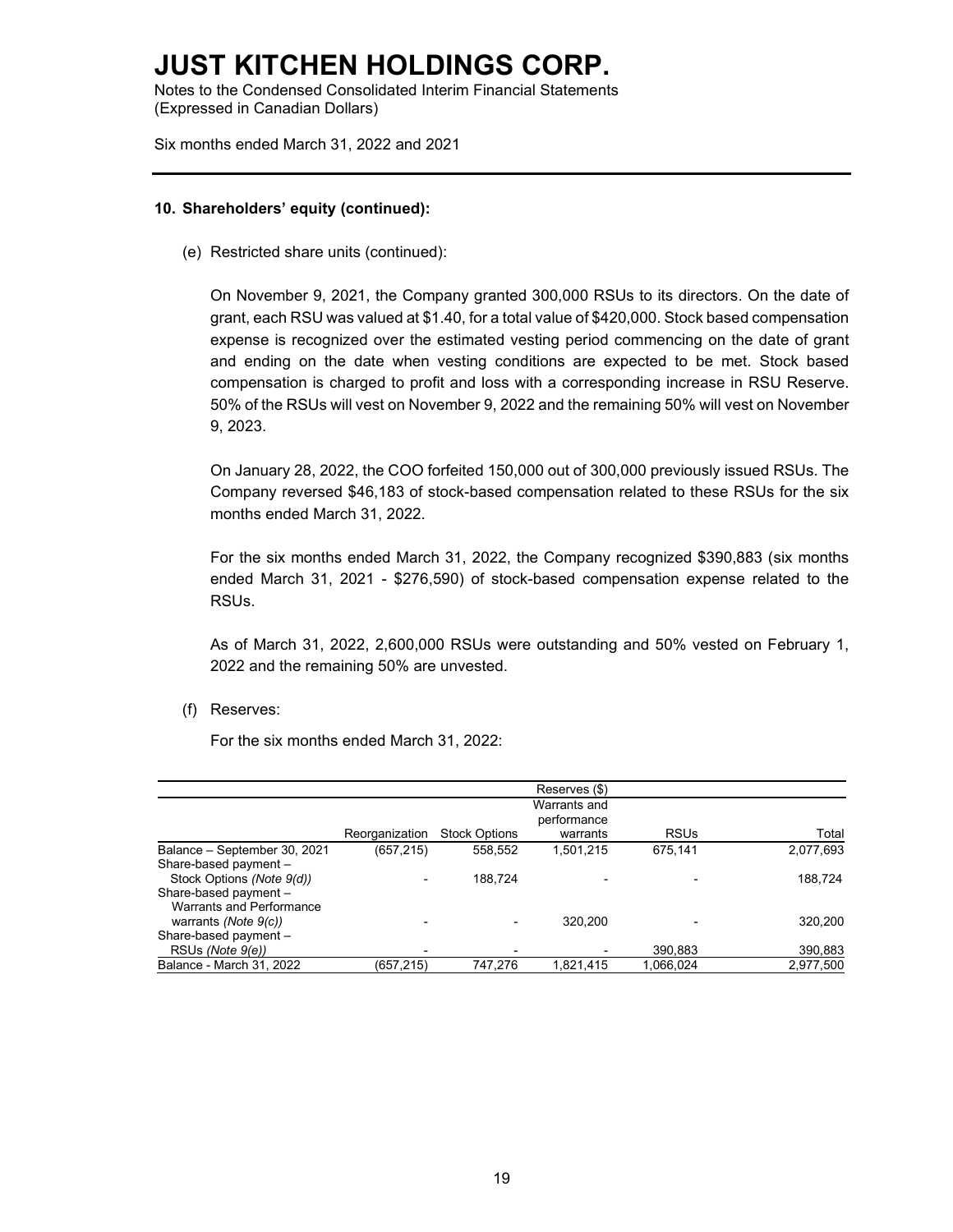### 10. Shareholders' equity (continued):

(e) Restricted share units (continued):

On November 9, 2021, the Company granted 300,000 RSUs to its directors. On the date of grant, each RSU was valued at $1.40, for a total value of $420,000. Stock based compensation expense is recognized over the estimated vesting period commencing on the date of grant and ending on the date when vesting conditions are expected to be met. Stock based compensation is charged to profit and loss with a corresponding increase in RSU Reserve. 50% of the RSUs will vest on November 9, 2022 and the remaining 50% will vest on November 9, 2023.

On January 28, 2022, the COO forfeited 150,000 out of 300,000 previously issued RSUs. The Company reversed $46,183 of stock-based compensation related to these RSUs for the six months ended March 31, 2022.

For the six months ended March 31, 2022, the Company recognized $390,883 (six months ended March 31, 2021 - $276,590) of stock-based compensation expense related to the RSUs.

As of March 31, 2022, 2,600,000 RSUs were outstanding and 50% vested on February 1, 2022 and the remaining 50% are unvested.

(f) Reserves:

For the six months ended March 31, 2022:

| | Reserves ($) | | | | |
|---|---|---|---|---|---|
| | Reorganization | Stock Options | Warrants and performance warrants | RSUs | Total |
| Balance – September 30, 2021 | (657,215) | 558,552 | 1,501,215 | 675,141 | 2,077,693 |
| Share-based payment – Stock Options *(Note 9(d))* | - | 188,724 | - | - | 188,724 |
| Share-based payment – Warrants and Performance warrants *(Note 9(c))* | - | - | 320,200 | - | 320,200 |
| Share-based payment – RSUs *(Note 9(e))* | - | - | - | 390,883 | 390,883 |
| Balance - March 31, 2022 | (657,215) | 747,276 | 1,821,415 | 1,066,024 | 2,977,500 |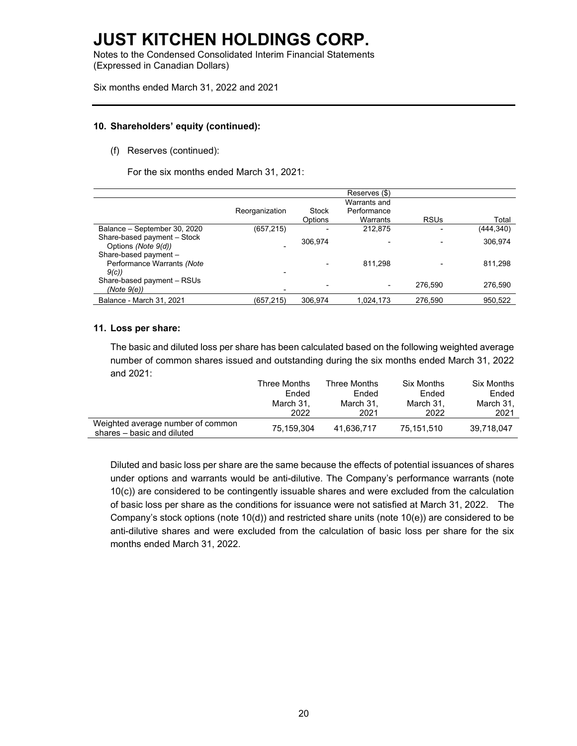# JUST KITCHEN HOLDINGS CORP.

Notes to the Condensed Consolidated Interim Financial Statements
(Expressed in Canadian Dollars)

Six months ended March 31, 2022 and 2021

---

**10. Shareholders' equity (continued):**

(f) Reserves (continued):

For the six months ended March 31, 2021:

| | Reserves ($) | | | | |
|---|---|---|---|---|---|
| | Reorganization | Stock Options | Warrants and Performance Warrants | RSUs | Total |
| Balance – September 30, 2020 | (657,215) | - | 212,875 | - | (444,340) |
| Share-based payment – Stock Options *(Note 9(d))* | - | 306,974 | - | - | 306,974 |
| Share-based payment – Performance Warrants *(Note 9(c))* | - | - | 811,298 | - | 811,298 |
| Share-based payment – RSUs *(Note 9(e))* | - | - | - | 276,590 | 276,590 |
| Balance - March 31, 2021 | (657,215) | 306,974 | 1,024,173 | 276,590 | 950,522 |

**11. Loss per share:**

The basic and diluted loss per share has been calculated based on the following weighted average number of common shares issued and outstanding during the six months ended March 31, 2022 and 2021:

| | Three Months Ended March 31, 2022 | Three Months Ended March 31, 2021 | Six Months Ended March 31, 2022 | Six Months Ended March 31, 2021 |
|---|---|---|---|---|
| Weighted average number of common shares – basic and diluted | 75,159,304 | 41,636,717 | 75,151,510 | 39,718,047 |

Diluted and basic loss per share are the same because the effects of potential issuances of shares under options and warrants would be anti-dilutive. The Company's performance warrants (note 10(c)) are considered to be contingently issuable shares and were excluded from the calculation of basic loss per share as the conditions for issuance were not satisfied at March 31, 2022. The Company's stock options (note 10(d)) and restricted share units (note 10(e)) are considered to be anti-dilutive shares and were excluded from the calculation of basic loss per share for the six months ended March 31, 2022.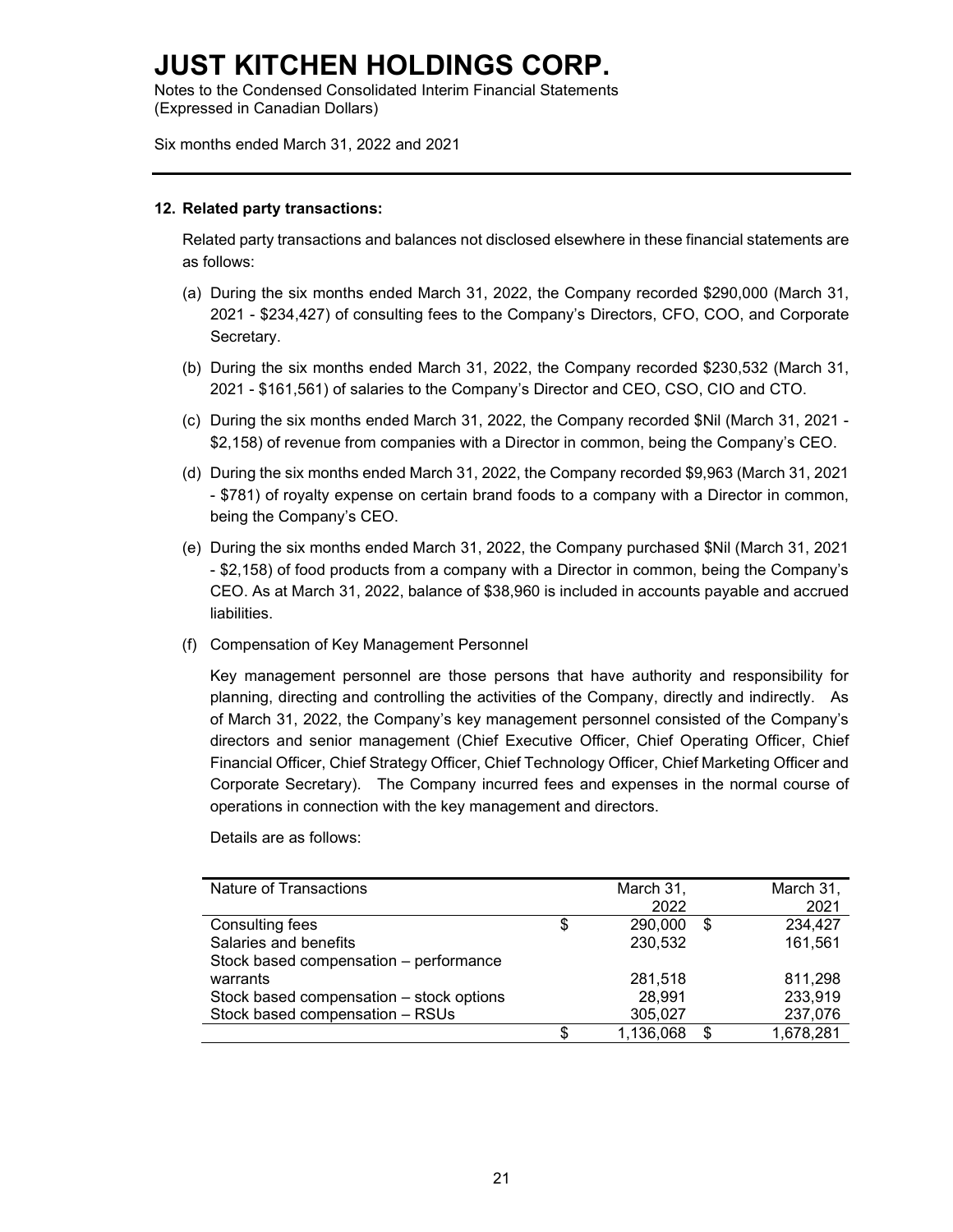# JUST KITCHEN HOLDINGS CORP.

Notes to the Condensed Consolidated Interim Financial Statements
(Expressed in Canadian Dollars)

Six months ended March 31, 2022 and 2021

**12. Related party transactions:**

Related party transactions and balances not disclosed elsewhere in these financial statements are as follows:

(a) During the six months ended March 31, 2022, the Company recorded $290,000 (March 31, 2021 - $234,427) of consulting fees to the Company's Directors, CFO, COO, and Corporate Secretary.

(b) During the six months ended March 31, 2022, the Company recorded $230,532 (March 31, 2021 - $161,561) of salaries to the Company's Director and CEO, CSO, CIO and CTO.

(c) During the six months ended March 31, 2022, the Company recorded $Nil (March 31, 2021 - $2,158) of revenue from companies with a Director in common, being the Company's CEO.

(d) During the six months ended March 31, 2022, the Company recorded $9,963 (March 31, 2021 - $781) of royalty expense on certain brand foods to a company with a Director in common, being the Company's CEO.

(e) During the six months ended March 31, 2022, the Company purchased $Nil (March 31, 2021 - $2,158) of food products from a company with a Director in common, being the Company's CEO. As at March 31, 2022, balance of $38,960 is included in accounts payable and accrued liabilities.

(f) Compensation of Key Management Personnel

Key management personnel are those persons that have authority and responsibility for planning, directing and controlling the activities of the Company, directly and indirectly. As of March 31, 2022, the Company's key management personnel consisted of the Company's directors and senior management (Chief Executive Officer, Chief Operating Officer, Chief Financial Officer, Chief Strategy Officer, Chief Technology Officer, Chief Marketing Officer and Corporate Secretary). The Company incurred fees and expenses in the normal course of operations in connection with the key management and directors.

Details are as follows:

| Nature of Transactions | March 31, 2022 | March 31, 2021 |
|---|---|---|
| Consulting fees | $ 290,000 | $ 234,427 |
| Salaries and benefits | 230,532 | 161,561 |
| Stock based compensation – performance warrants | 281,518 | 811,298 |
| Stock based compensation – stock options | 28,991 | 233,919 |
| Stock based compensation – RSUs | 305,027 | 237,076 |
| | $ 1,136,068 | $ 1,678,281 |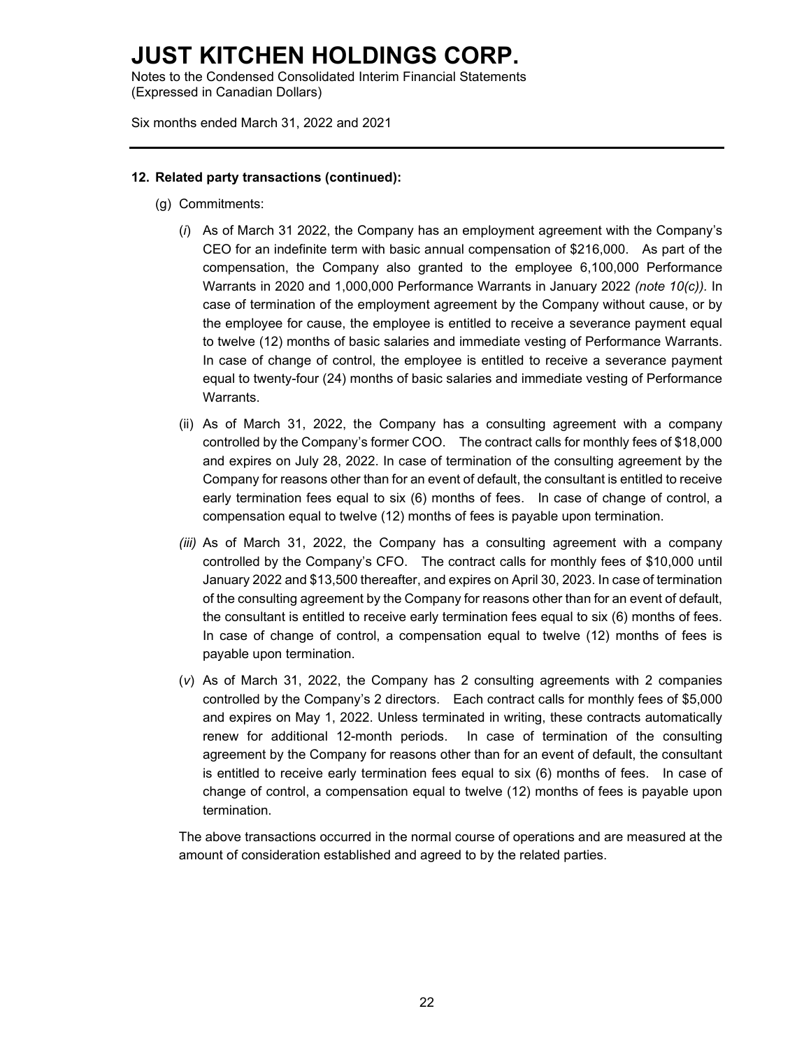**12. Related party transactions (continued):**

(g) Commitments:

(*i*) As of March 31 2022, the Company has an employment agreement with the Company's CEO for an indefinite term with basic annual compensation of $216,000. As part of the compensation, the Company also granted to the employee 6,100,000 Performance Warrants in 2020 and 1,000,000 Performance Warrants in January 2022 *(note 10(c)).* In case of termination of the employment agreement by the Company without cause, or by the employee for cause, the employee is entitled to receive a severance payment equal to twelve (12) months of basic salaries and immediate vesting of Performance Warrants. In case of change of control, the employee is entitled to receive a severance payment equal to twenty-four (24) months of basic salaries and immediate vesting of Performance Warrants.

(ii) As of March 31, 2022, the Company has a consulting agreement with a company controlled by the Company's former COO. The contract calls for monthly fees of $18,000 and expires on July 28, 2022. In case of termination of the consulting agreement by the Company for reasons other than for an event of default, the consultant is entitled to receive early termination fees equal to six (6) months of fees. In case of change of control, a compensation equal to twelve (12) months of fees is payable upon termination.

*(iii)* As of March 31, 2022, the Company has a consulting agreement with a company controlled by the Company's CFO. The contract calls for monthly fees of $10,000 until January 2022 and $13,500 thereafter, and expires on April 30, 2023. In case of termination of the consulting agreement by the Company for reasons other than for an event of default, the consultant is entitled to receive early termination fees equal to six (6) months of fees. In case of change of control, a compensation equal to twelve (12) months of fees is payable upon termination.

(*v*) As of March 31, 2022, the Company has 2 consulting agreements with 2 companies controlled by the Company's 2 directors. Each contract calls for monthly fees of $5,000 and expires on May 1, 2022. Unless terminated in writing, these contracts automatically renew for additional 12-month periods. In case of termination of the consulting agreement by the Company for reasons other than for an event of default, the consultant is entitled to receive early termination fees equal to six (6) months of fees. In case of change of control, a compensation equal to twelve (12) months of fees is payable upon termination.

The above transactions occurred in the normal course of operations and are measured at the amount of consideration established and agreed to by the related parties.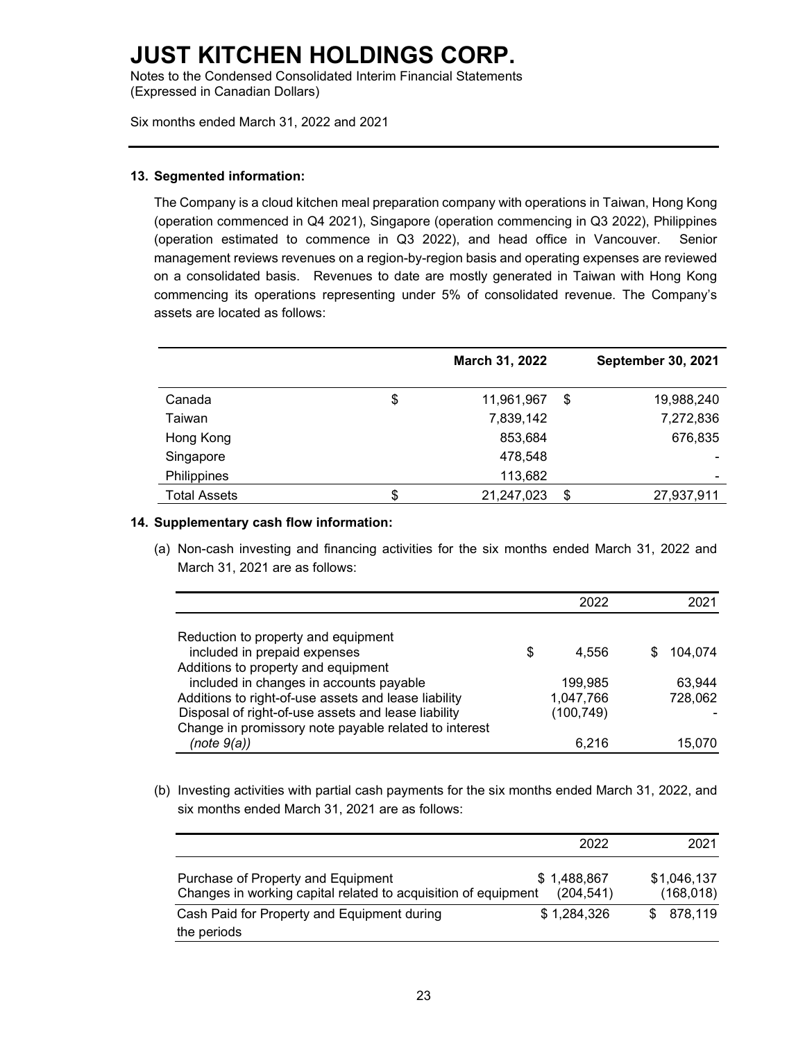# JUST KITCHEN HOLDINGS CORP.

Notes to the Condensed Consolidated Interim Financial Statements
(Expressed in Canadian Dollars)

Six months ended March 31, 2022 and 2021

**13. Segmented information:**

The Company is a cloud kitchen meal preparation company with operations in Taiwan, Hong Kong (operation commenced in Q4 2021), Singapore (operation commencing in Q3 2022), Philippines (operation estimated to commence in Q3 2022), and head office in Vancouver. Senior management reviews revenues on a region-by-region basis and operating expenses are reviewed on a consolidated basis. Revenues to date are mostly generated in Taiwan with Hong Kong commencing its operations representing under 5% of consolidated revenue. The Company's assets are located as follows:

| | March 31, 2022 | September 30, 2021 |
|---|---|---|
| Canada | $ 11,961,967 | $ 19,988,240 |
| Taiwan | 7,839,142 | 7,272,836 |
| Hong Kong | 853,684 | 676,835 |
| Singapore | 478,548 | - |
| Philippines | 113,682 | - |
| Total Assets | $ 21,247,023 | $ 27,937,911 |

**14. Supplementary cash flow information:**

(a) Non-cash investing and financing activities for the six months ended March 31, 2022 and March 31, 2021 are as follows:

| | 2022 | 2021 |
|---|---|---|
| Reduction to property and equipment included in prepaid expenses | $ 4,556 | $ 104,074 |
| Additions to property and equipment included in changes in accounts payable | 199,985 | 63,944 |
| Additions to right-of-use assets and lease liability | 1,047,766 | 728,062 |
| Disposal of right-of-use assets and lease liability | (100,749) | - |
| Change in promissory note payable related to interest *(note 9(a))* | 6,216 | 15,070 |

(b) Investing activities with partial cash payments for the six months ended March 31, 2022, and six months ended March 31, 2021 are as follows:

| | 2022 | 2021 |
|---|---|---|
| Purchase of Property and Equipment | $ 1,488,867 | $1,046,137 |
| Changes in working capital related to acquisition of equipment | (204,541) | (168,018) |
| Cash Paid for Property and Equipment during the periods | $ 1,284,326 | $ 878,119 |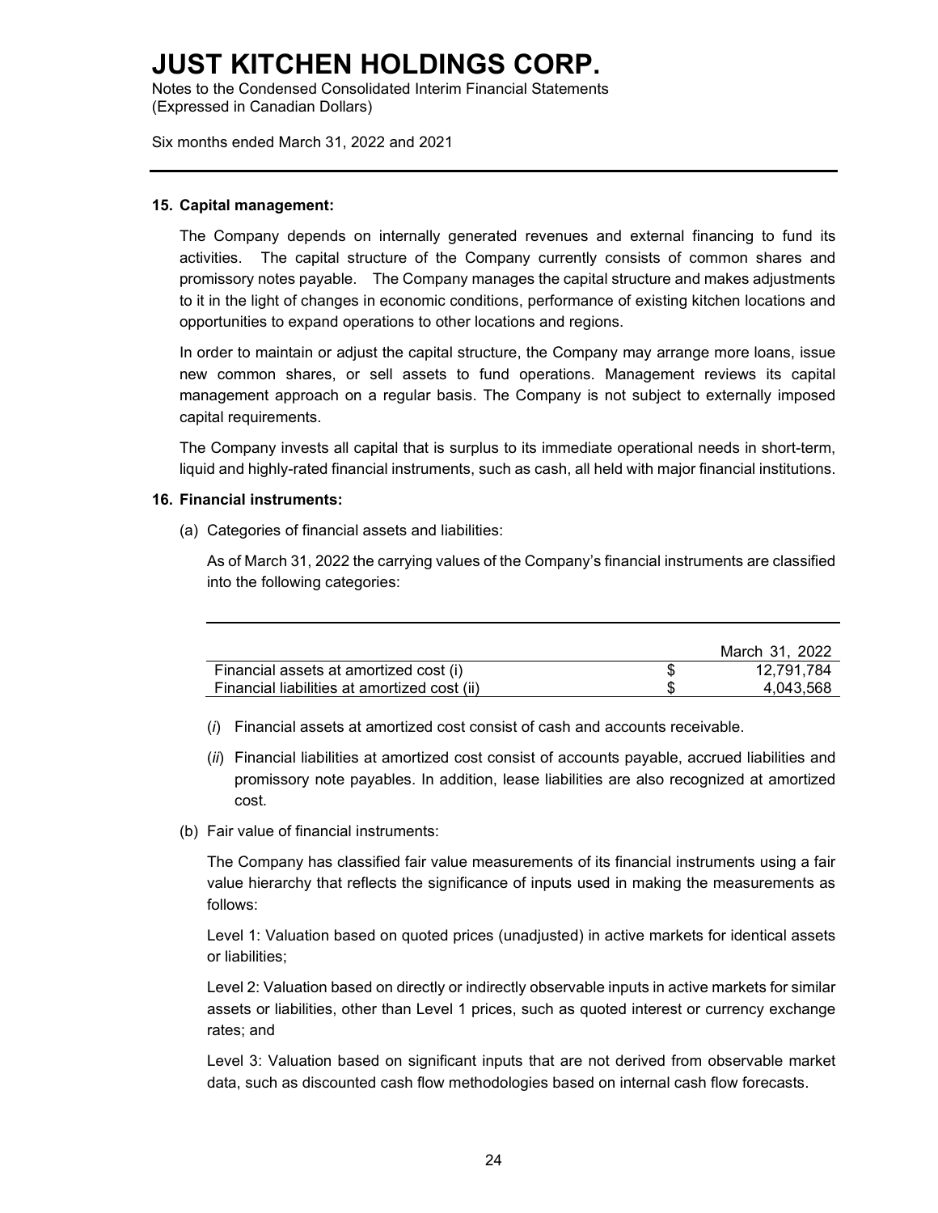## 15. Capital management:

The Company depends on internally generated revenues and external financing to fund its activities. The capital structure of the Company currently consists of common shares and promissory notes payable. The Company manages the capital structure and makes adjustments to it in the light of changes in economic conditions, performance of existing kitchen locations and opportunities to expand operations to other locations and regions.

In order to maintain or adjust the capital structure, the Company may arrange more loans, issue new common shares, or sell assets to fund operations. Management reviews its capital management approach on a regular basis. The Company is not subject to externally imposed capital requirements.

The Company invests all capital that is surplus to its immediate operational needs in short-term, liquid and highly-rated financial instruments, such as cash, all held with major financial institutions.

## 16. Financial instruments:

(a) Categories of financial assets and liabilities:

As of March 31, 2022 the carrying values of the Company's financial instruments are classified into the following categories:

| | | March 31, 2022 |
|---|---|---|
| Financial assets at amortized cost (i) | $ | 12,791,784 |
| Financial liabilities at amortized cost (ii) | $ | 4,043,568 |

(*i*) Financial assets at amortized cost consist of cash and accounts receivable.

(*ii*) Financial liabilities at amortized cost consist of accounts payable, accrued liabilities and promissory note payables. In addition, lease liabilities are also recognized at amortized cost.

(b) Fair value of financial instruments:

The Company has classified fair value measurements of its financial instruments using a fair value hierarchy that reflects the significance of inputs used in making the measurements as follows:

Level 1: Valuation based on quoted prices (unadjusted) in active markets for identical assets or liabilities;

Level 2: Valuation based on directly or indirectly observable inputs in active markets for similar assets or liabilities, other than Level 1 prices, such as quoted interest or currency exchange rates; and

Level 3: Valuation based on significant inputs that are not derived from observable market data, such as discounted cash flow methodologies based on internal cash flow forecasts.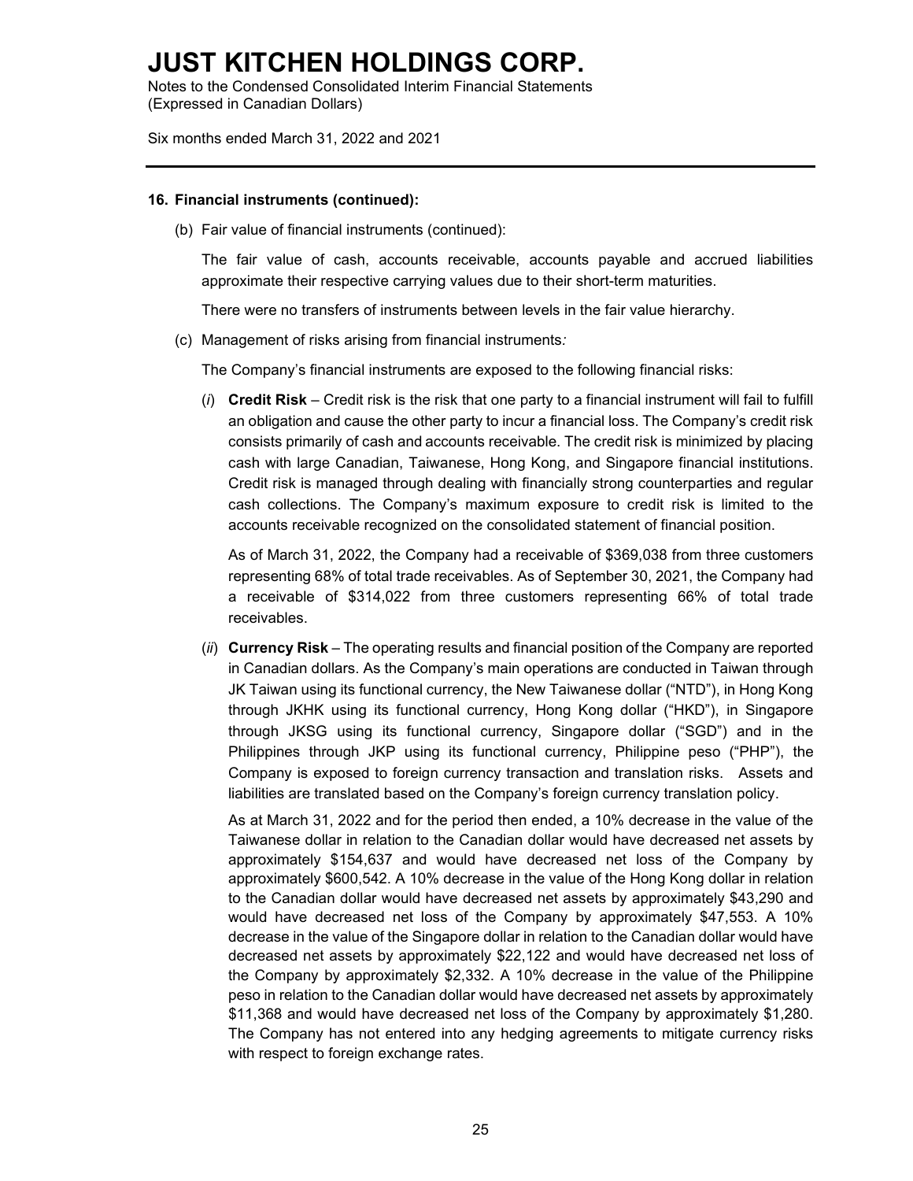## 16. Financial instruments (continued):

(b) Fair value of financial instruments (continued):

The fair value of cash, accounts receivable, accounts payable and accrued liabilities approximate their respective carrying values due to their short-term maturities.

There were no transfers of instruments between levels in the fair value hierarchy.

(c) Management of risks arising from financial instruments*:*

The Company's financial instruments are exposed to the following financial risks:

(*i*) **Credit Risk** – Credit risk is the risk that one party to a financial instrument will fail to fulfill an obligation and cause the other party to incur a financial loss. The Company's credit risk consists primarily of cash and accounts receivable. The credit risk is minimized by placing cash with large Canadian, Taiwanese, Hong Kong, and Singapore financial institutions. Credit risk is managed through dealing with financially strong counterparties and regular cash collections. The Company's maximum exposure to credit risk is limited to the accounts receivable recognized on the consolidated statement of financial position.

As of March 31, 2022, the Company had a receivable of $369,038 from three customers representing 68% of total trade receivables. As of September 30, 2021, the Company had a receivable of $314,022 from three customers representing 66% of total trade receivables.

(*ii*) **Currency Risk** – The operating results and financial position of the Company are reported in Canadian dollars. As the Company's main operations are conducted in Taiwan through JK Taiwan using its functional currency, the New Taiwanese dollar ("NTD"), in Hong Kong through JKHK using its functional currency, Hong Kong dollar ("HKD"), in Singapore through JKSG using its functional currency, Singapore dollar ("SGD") and in the Philippines through JKP using its functional currency, Philippine peso ("PHP"), the Company is exposed to foreign currency transaction and translation risks. Assets and liabilities are translated based on the Company's foreign currency translation policy.

As at March 31, 2022 and for the period then ended, a 10% decrease in the value of the Taiwanese dollar in relation to the Canadian dollar would have decreased net assets by approximately $154,637 and would have decreased net loss of the Company by approximately $600,542. A 10% decrease in the value of the Hong Kong dollar in relation to the Canadian dollar would have decreased net assets by approximately $43,290 and would have decreased net loss of the Company by approximately $47,553. A 10% decrease in the value of the Singapore dollar in relation to the Canadian dollar would have decreased net assets by approximately $22,122 and would have decreased net loss of the Company by approximately $2,332. A 10% decrease in the value of the Philippine peso in relation to the Canadian dollar would have decreased net assets by approximately $11,368 and would have decreased net loss of the Company by approximately $1,280. The Company has not entered into any hedging agreements to mitigate currency risks with respect to foreign exchange rates.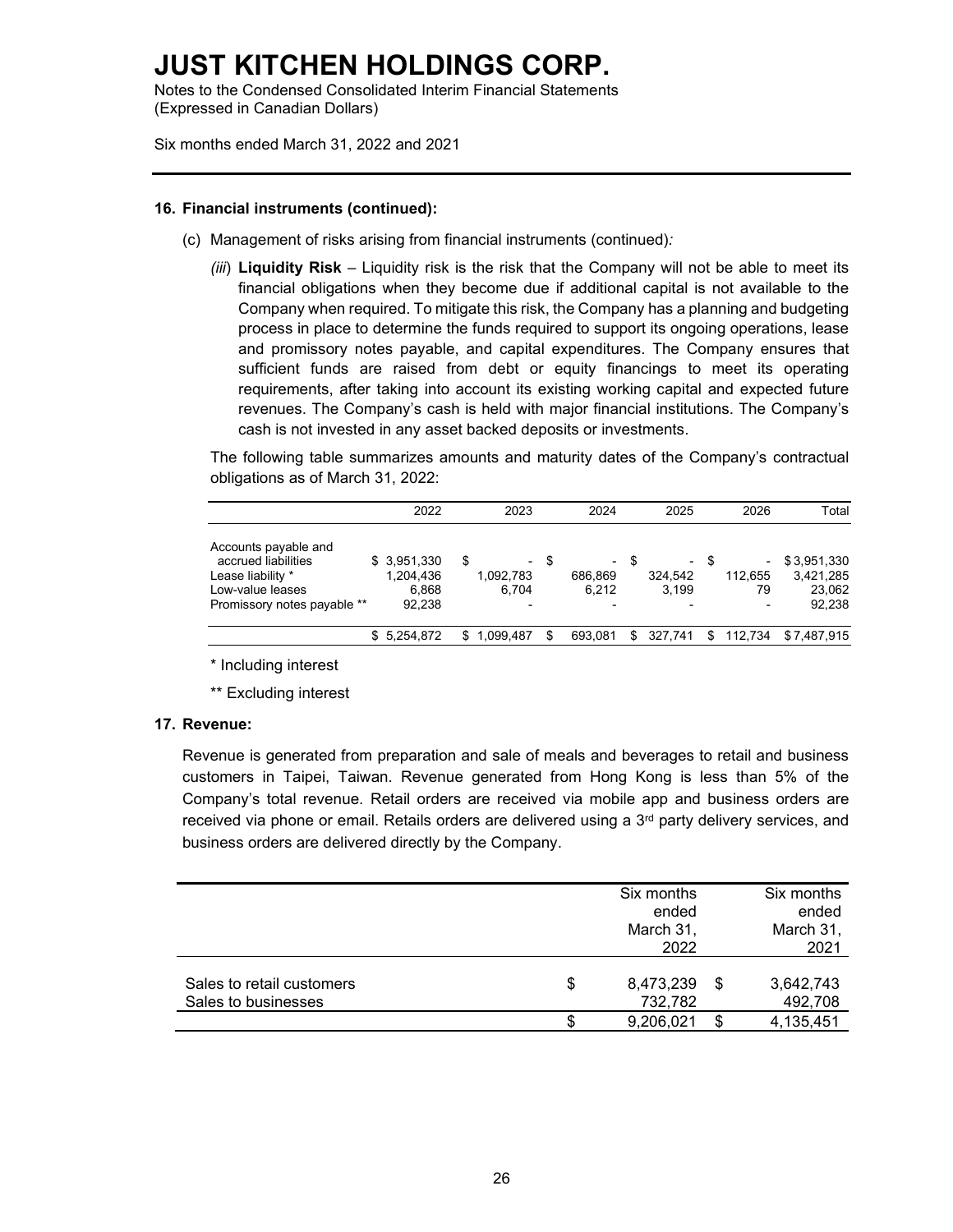# JUST KITCHEN HOLDINGS CORP.

Notes to the Condensed Consolidated Interim Financial Statements
(Expressed in Canadian Dollars)

Six months ended March 31, 2022 and 2021

**16. Financial instruments (continued):**

(c) Management of risks arising from financial instruments (continued):

*(iii)* **Liquidity Risk** – Liquidity risk is the risk that the Company will not be able to meet its financial obligations when they become due if additional capital is not available to the Company when required. To mitigate this risk, the Company has a planning and budgeting process in place to determine the funds required to support its ongoing operations, lease and promissory notes payable, and capital expenditures. The Company ensures that sufficient funds are raised from debt or equity financings to meet its operating requirements, after taking into account its existing working capital and expected future revenues. The Company's cash is held with major financial institutions. The Company's cash is not invested in any asset backed deposits or investments.

The following table summarizes amounts and maturity dates of the Company's contractual obligations as of March 31, 2022:

| | 2022 | 2023 | 2024 | 2025 | 2026 | Total |
|---|---|---|---|---|---|---|
| Accounts payable and accrued liabilities | $ 3,951,330 | $ - | $ - | $ - | $ - | $ 3,951,330 |
| Lease liability * | 1,204,436 | 1,092,783 | 686,869 | 324,542 | 112,655 | 3,421,285 |
| Low-value leases | 6,868 | 6,704 | 6,212 | 3,199 | 79 | 23,062 |
| Promissory notes payable ** | 92,238 | - | - | - | - | 92,238 |
| | $ 5,254,872 | $ 1,099,487 | $ 693,081 | $ 327,741 | $ 112,734 | $ 7,487,915 |

\* Including interest

\*\* Excluding interest

**17. Revenue:**

Revenue is generated from preparation and sale of meals and beverages to retail and business customers in Taipei, Taiwan. Revenue generated from Hong Kong is less than 5% of the Company's total revenue. Retail orders are received via mobile app and business orders are received via phone or email. Retails orders are delivered using a 3rd party delivery services, and business orders are delivered directly by the Company.

| | Six months ended March 31, 2022 | Six months ended March 31, 2021 |
|---|---|---|
| Sales to retail customers | $ 8,473,239 | $ 3,642,743 |
| Sales to businesses | 732,782 | 492,708 |
| | $ 9,206,021 | $ 4,135,451 |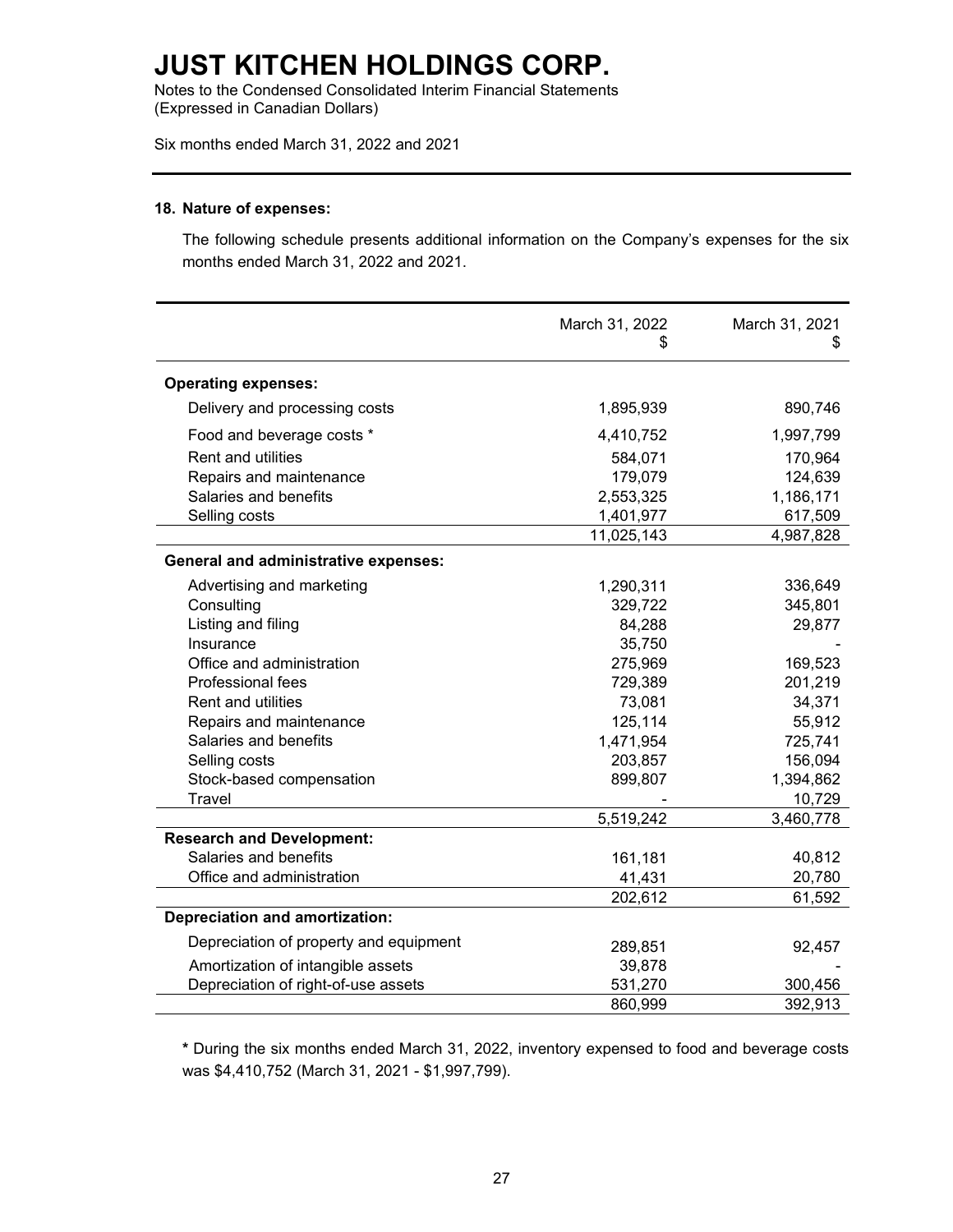# JUST KITCHEN HOLDINGS CORP.

Notes to the Condensed Consolidated Interim Financial Statements
(Expressed in Canadian Dollars)

Six months ended March 31, 2022 and 2021

**18. Nature of expenses:**

The following schedule presents additional information on the Company's expenses for the six months ended March 31, 2022 and 2021.

| | March 31, 2022<br>$ | March 31, 2021<br>$ |
|---|---|---|
| **Operating expenses:** | | |
| Delivery and processing costs | 1,895,939 | 890,746 |
| Food and beverage costs * | 4,410,752 | 1,997,799 |
| Rent and utilities | 584,071 | 170,964 |
| Repairs and maintenance | 179,079 | 124,639 |
| Salaries and benefits | 2,553,325 | 1,186,171 |
| Selling costs | 1,401,977 | 617,509 |
| | 11,025,143 | 4,987,828 |
| **General and administrative expenses:** | | |
| Advertising and marketing | 1,290,311 | 336,649 |
| Consulting | 329,722 | 345,801 |
| Listing and filing | 84,288 | 29,877 |
| Insurance | 35,750 | - |
| Office and administration | 275,969 | 169,523 |
| Professional fees | 729,389 | 201,219 |
| Rent and utilities | 73,081 | 34,371 |
| Repairs and maintenance | 125,114 | 55,912 |
| Salaries and benefits | 1,471,954 | 725,741 |
| Selling costs | 203,857 | 156,094 |
| Stock-based compensation | 899,807 | 1,394,862 |
| Travel | - | 10,729 |
| | 5,519,242 | 3,460,778 |
| **Research and Development:** | | |
| Salaries and benefits | 161,181 | 40,812 |
| Office and administration | 41,431 | 20,780 |
| | 202,612 | 61,592 |
| **Depreciation and amortization:** | | |
| Depreciation of property and equipment | 289,851 | 92,457 |
| Amortization of intangible assets | 39,878 | - |
| Depreciation of right-of-use assets | 531,270 | 300,456 |
| | 860,999 | 392,913 |

**\*** During the six months ended March 31, 2022, inventory expensed to food and beverage costs was $4,410,752 (March 31, 2021 - $1,997,799).